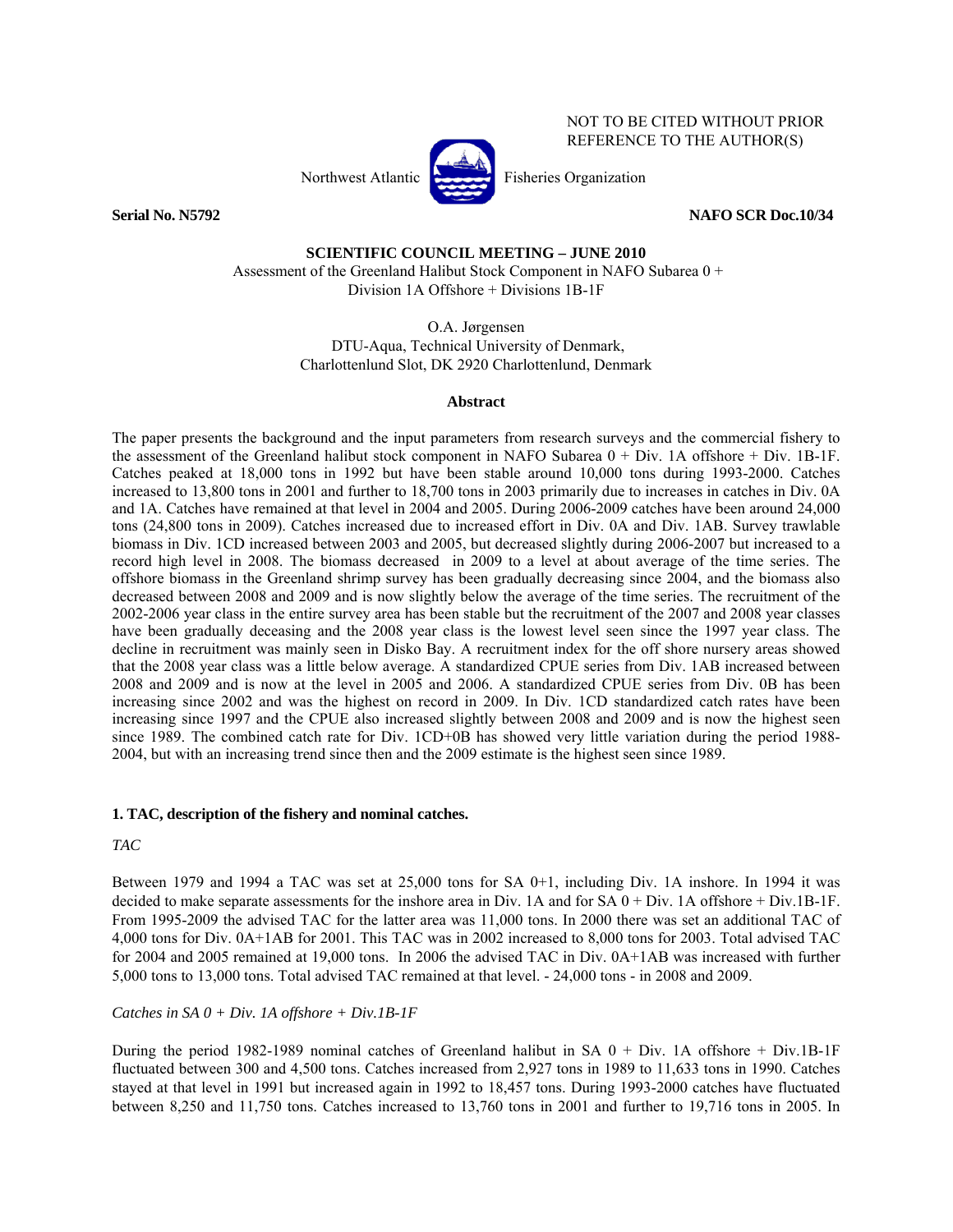NOT TO BE CITED WITHOUT PRIOR REFERENCE TO THE AUTHOR(S)

Northwest Atlantic Fisheries Organization

**Serial No. N5792** **NAFO SCR Doc.10/34**

**SCIENTIFIC COUNCIL MEETING – JUNE 2010**

Assessment of the Greenland Halibut Stock Component in NAFO Subarea 0 + Division 1A Offshore + Divisions 1B-1F

O.A. Jørgensen
DTU-Aqua, Technical University of Denmark,
Charlottenlund Slot, DK 2920 Charlottenlund, Denmark

**Abstract**

The paper presents the background and the input parameters from research surveys and the commercial fishery to the assessment of the Greenland halibut stock component in NAFO Subarea 0 + Div. 1A offshore + Div. 1B-1F. Catches peaked at 18,000 tons in 1992 but have been stable around 10,000 tons during 1993-2000. Catches increased to 13,800 tons in 2001 and further to 18,700 tons in 2003 primarily due to increases in catches in Div. 0A and 1A. Catches have remained at that level in 2004 and 2005. During 2006-2009 catches have been around 24,000 tons (24,800 tons in 2009). Catches increased due to increased effort in Div. 0A and Div. 1AB. Survey trawlable biomass in Div. 1CD increased between 2003 and 2005, but decreased slightly during 2006-2007 but increased to a record high level in 2008. The biomass decreased in 2009 to a level at about average of the time series. The offshore biomass in the Greenland shrimp survey has been gradually decreasing since 2004, and the biomass also decreased between 2008 and 2009 and is now slightly below the average of the time series. The recruitment of the 2002-2006 year class in the entire survey area has been stable but the recruitment of the 2007 and 2008 year classes have been gradually deceasing and the 2008 year class is the lowest level seen since the 1997 year class. The decline in recruitment was mainly seen in Disko Bay. A recruitment index for the off shore nursery areas showed that the 2008 year class was a little below average. A standardized CPUE series from Div. 1AB increased between 2008 and 2009 and is now at the level in 2005 and 2006. A standardized CPUE series from Div. 0B has been increasing since 2002 and was the highest on record in 2009. In Div. 1CD standardized catch rates have been increasing since 1997 and the CPUE also increased slightly between 2008 and 2009 and is now the highest seen since 1989. The combined catch rate for Div. 1CD+0B has showed very little variation during the period 1988-2004, but with an increasing trend since then and the 2009 estimate is the highest seen since 1989.

## 1. TAC, description of the fishery and nominal catches.

*TAC*

Between 1979 and 1994 a TAC was set at 25,000 tons for SA 0+1, including Div. 1A inshore. In 1994 it was decided to make separate assessments for the inshore area in Div. 1A and for SA 0 + Div. 1A offshore + Div.1B-1F. From 1995-2009 the advised TAC for the latter area was 11,000 tons. In 2000 there was set an additional TAC of 4,000 tons for Div. 0A+1AB for 2001. This TAC was in 2002 increased to 8,000 tons for 2003. Total advised TAC for 2004 and 2005 remained at 19,000 tons. In 2006 the advised TAC in Div. 0A+1AB was increased with further 5,000 tons to 13,000 tons. Total advised TAC remained at that level. - 24,000 tons - in 2008 and 2009.

*Catches in SA 0 + Div. 1A offshore + Div.1B-1F*

During the period 1982-1989 nominal catches of Greenland halibut in SA 0 + Div. 1A offshore + Div.1B-1F fluctuated between 300 and 4,500 tons. Catches increased from 2,927 tons in 1989 to 11,633 tons in 1990. Catches stayed at that level in 1991 but increased again in 1992 to 18,457 tons. During 1993-2000 catches have fluctuated between 8,250 and 11,750 tons. Catches increased to 13,760 tons in 2001 and further to 19,716 tons in 2005. In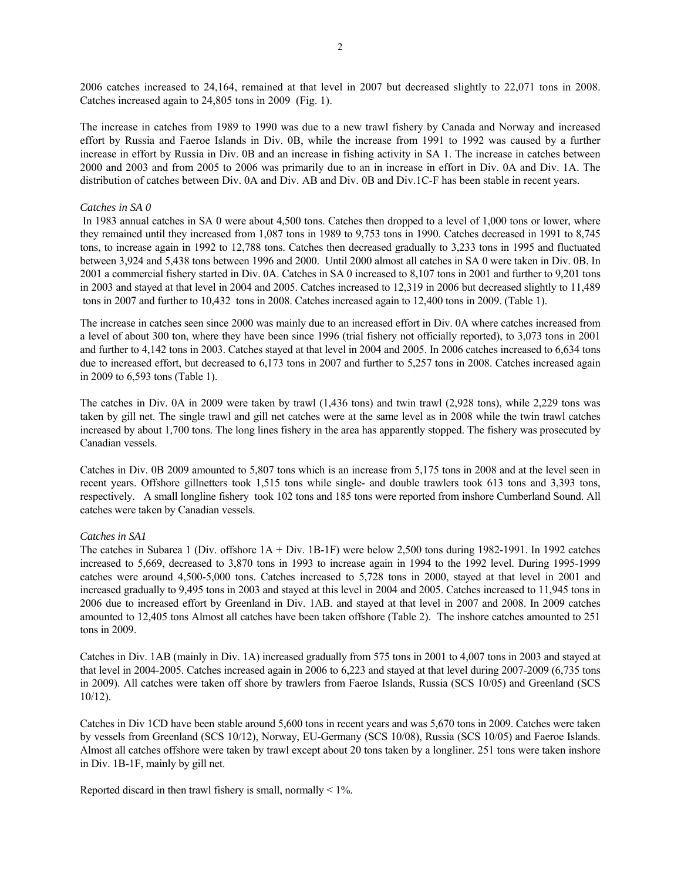2006 catches increased to 24,164, remained at that level in 2007 but decreased slightly to 22,071 tons in 2008. Catches increased again to 24,805 tons in 2009 (Fig. 1).

The increase in catches from 1989 to 1990 was due to a new trawl fishery by Canada and Norway and increased effort by Russia and Faeroe Islands in Div. 0B, while the increase from 1991 to 1992 was caused by a further increase in effort by Russia in Div. 0B and an increase in fishing activity in SA 1. The increase in catches between 2000 and 2003 and from 2005 to 2006 was primarily due to an in increase in effort in Div. 0A and Div. 1A. The distribution of catches between Div. 0A and Div. AB and Div. 0B and Div.1C-F has been stable in recent years.

*Catches in SA 0*

In 1983 annual catches in SA 0 were about 4,500 tons. Catches then dropped to a level of 1,000 tons or lower, where they remained until they increased from 1,087 tons in 1989 to 9,753 tons in 1990. Catches decreased in 1991 to 8,745 tons, to increase again in 1992 to 12,788 tons. Catches then decreased gradually to 3,233 tons in 1995 and fluctuated between 3,924 and 5,438 tons between 1996 and 2000. Until 2000 almost all catches in SA 0 were taken in Div. 0B. In 2001 a commercial fishery started in Div. 0A. Catches in SA 0 increased to 8,107 tons in 2001 and further to 9,201 tons in 2003 and stayed at that level in 2004 and 2005. Catches increased to 12,319 in 2006 but decreased slightly to 11,489 tons in 2007 and further to 10,432 tons in 2008. Catches increased again to 12,400 tons in 2009. (Table 1).

The increase in catches seen since 2000 was mainly due to an increased effort in Div. 0A where catches increased from a level of about 300 ton, where they have been since 1996 (trial fishery not officially reported), to 3,073 tons in 2001 and further to 4,142 tons in 2003. Catches stayed at that level in 2004 and 2005. In 2006 catches increased to 6,634 tons due to increased effort, but decreased to 6,173 tons in 2007 and further to 5,257 tons in 2008. Catches increased again in 2009 to 6,593 tons (Table 1).

The catches in Div. 0A in 2009 were taken by trawl (1,436 tons) and twin trawl (2,928 tons), while 2,229 tons was taken by gill net. The single trawl and gill net catches were at the same level as in 2008 while the twin trawl catches increased by about 1,700 tons. The long lines fishery in the area has apparently stopped. The fishery was prosecuted by Canadian vessels.

Catches in Div. 0B 2009 amounted to 5,807 tons which is an increase from 5,175 tons in 2008 and at the level seen in recent years. Offshore gillnetters took 1,515 tons while single- and double trawlers took 613 tons and 3,393 tons, respectively. A small longline fishery took 102 tons and 185 tons were reported from inshore Cumberland Sound. All catches were taken by Canadian vessels.

*Catches in SA1*

The catches in Subarea 1 (Div. offshore 1A + Div. 1B-1F) were below 2,500 tons during 1982-1991. In 1992 catches increased to 5,669, decreased to 3,870 tons in 1993 to increase again in 1994 to the 1992 level. During 1995-1999 catches were around 4,500-5,000 tons. Catches increased to 5,728 tons in 2000, stayed at that level in 2001 and increased gradually to 9,495 tons in 2003 and stayed at this level in 2004 and 2005. Catches increased to 11,945 tons in 2006 due to increased effort by Greenland in Div. 1AB. and stayed at that level in 2007 and 2008. In 2009 catches amounted to 12,405 tons Almost all catches have been taken offshore (Table 2). The inshore catches amounted to 251 tons in 2009.

Catches in Div. 1AB (mainly in Div. 1A) increased gradually from 575 tons in 2001 to 4,007 tons in 2003 and stayed at that level in 2004-2005. Catches increased again in 2006 to 6,223 and stayed at that level during 2007-2009 (6,735 tons in 2009). All catches were taken off shore by trawlers from Faeroe Islands, Russia (SCS 10/05) and Greenland (SCS 10/12).

Catches in Div 1CD have been stable around 5,600 tons in recent years and was 5,670 tons in 2009. Catches were taken by vessels from Greenland (SCS 10/12), Norway, EU-Germany (SCS 10/08), Russia (SCS 10/05) and Faeroe Islands. Almost all catches offshore were taken by trawl except about 20 tons taken by a longliner. 251 tons were taken inshore in Div. 1B-1F, mainly by gill net.

Reported discard in then trawl fishery is small, normally < 1%.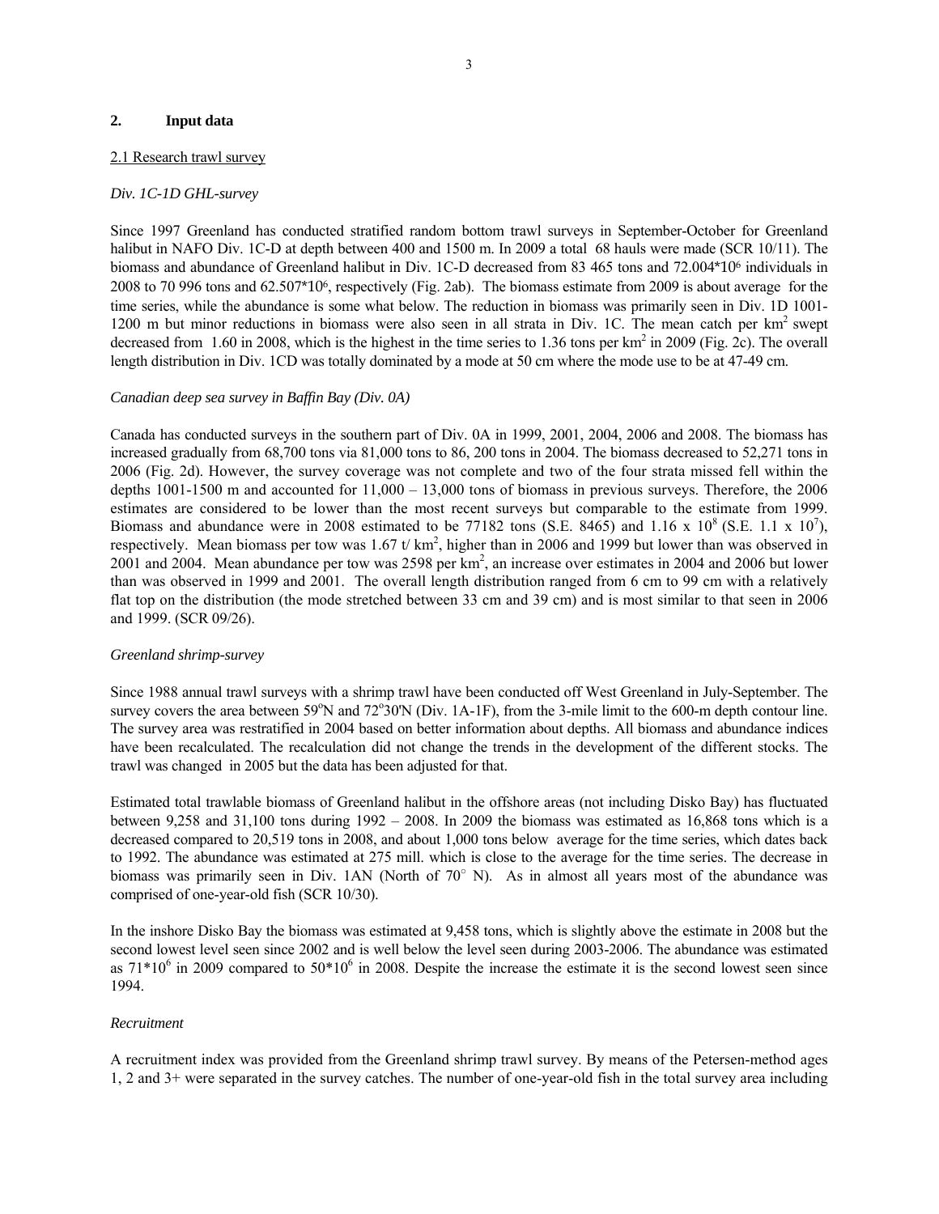## 2. Input data

### 2.1 Research trawl survey

*Div. 1C-1D GHL-survey*

Since 1997 Greenland has conducted stratified random bottom trawl surveys in September-October for Greenland halibut in NAFO Div. 1C-D at depth between 400 and 1500 m. In 2009 a total 68 hauls were made (SCR 10/11). The biomass and abundance of Greenland halibut in Div. 1C-D decreased from 83 465 tons and $72.004*10^6$ individuals in 2008 to 70 996 tons and $62.507*10^6$, respectively (Fig. 2ab). The biomass estimate from 2009 is about average for the time series, while the abundance is some what below. The reduction in biomass was primarily seen in Div. 1D 1001-1200 m but minor reductions in biomass were also seen in all strata in Div. 1C. The mean catch per $km^2$ swept decreased from 1.60 in 2008, which is the highest in the time series to 1.36 tons per $km^2$ in 2009 (Fig. 2c). The overall length distribution in Div. 1CD was totally dominated by a mode at 50 cm where the mode use to be at 47-49 cm.

*Canadian deep sea survey in Baffin Bay (Div. 0A)*

Canada has conducted surveys in the southern part of Div. 0A in 1999, 2001, 2004, 2006 and 2008. The biomass has increased gradually from 68,700 tons via 81,000 tons to 86, 200 tons in 2004. The biomass decreased to 52,271 tons in 2006 (Fig. 2d). However, the survey coverage was not complete and two of the four strata missed fell within the depths 1001-1500 m and accounted for 11,000 – 13,000 tons of biomass in previous surveys. Therefore, the 2006 estimates are considered to be lower than the most recent surveys but comparable to the estimate from 1999. Biomass and abundance were in 2008 estimated to be 77182 tons (S.E. 8465) and $1.16 \times 10^8$ (S.E. $1.1 \times 10^7$), respectively. Mean biomass per tow was 1.67 t/ $km^2$, higher than in 2006 and 1999 but lower than was observed in 2001 and 2004. Mean abundance per tow was 2598 per $km^2$, an increase over estimates in 2004 and 2006 but lower than was observed in 1999 and 2001. The overall length distribution ranged from 6 cm to 99 cm with a relatively flat top on the distribution (the mode stretched between 33 cm and 39 cm) and is most similar to that seen in 2006 and 1999. (SCR 09/26).

*Greenland shrimp-survey*

Since 1988 annual trawl surveys with a shrimp trawl have been conducted off West Greenland in July-September. The survey covers the area between 59°N and 72°30'N (Div. 1A-1F), from the 3-mile limit to the 600-m depth contour line. The survey area was restratified in 2004 based on better information about depths. All biomass and abundance indices have been recalculated. The recalculation did not change the trends in the development of the different stocks. The trawl was changed in 2005 but the data has been adjusted for that.

Estimated total trawlable biomass of Greenland halibut in the offshore areas (not including Disko Bay) has fluctuated between 9,258 and 31,100 tons during 1992 – 2008. In 2009 the biomass was estimated as 16,868 tons which is a decreased compared to 20,519 tons in 2008, and about 1,000 tons below average for the time series, which dates back to 1992. The abundance was estimated at 275 mill. which is close to the average for the time series. The decrease in biomass was primarily seen in Div. 1AN (North of 70° N). As in almost all years most of the abundance was comprised of one-year-old fish (SCR 10/30).

In the inshore Disko Bay the biomass was estimated at 9,458 tons, which is slightly above the estimate in 2008 but the second lowest level seen since 2002 and is well below the level seen during 2003-2006. The abundance was estimated as $71*10^6$ in 2009 compared to $50*10^6$ in 2008. Despite the increase the estimate it is the second lowest seen since 1994.

*Recruitment*

A recruitment index was provided from the Greenland shrimp trawl survey. By means of the Petersen-method ages 1, 2 and 3+ were separated in the survey catches. The number of one-year-old fish in the total survey area including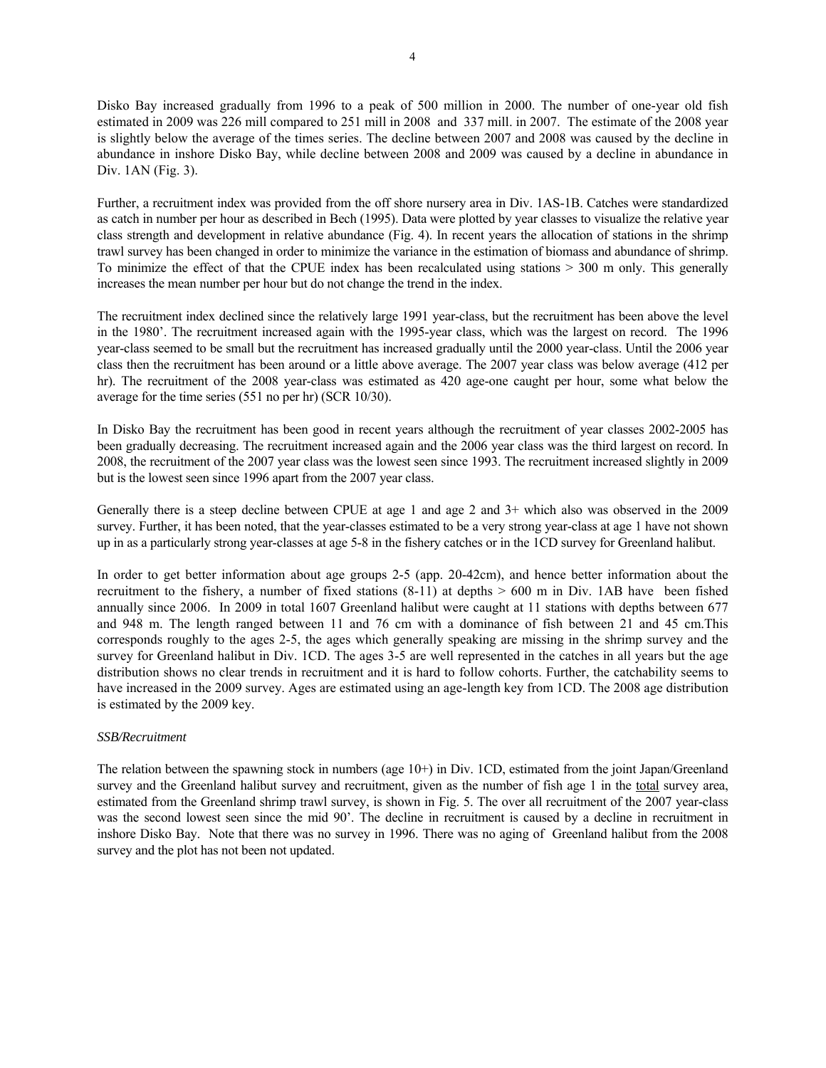Disko Bay increased gradually from 1996 to a peak of 500 million in 2000. The number of one-year old fish estimated in 2009 was 226 mill compared to 251 mill in 2008 and 337 mill. in 2007. The estimate of the 2008 year is slightly below the average of the times series. The decline between 2007 and 2008 was caused by the decline in abundance in inshore Disko Bay, while decline between 2008 and 2009 was caused by a decline in abundance in Div. 1AN (Fig. 3).

Further, a recruitment index was provided from the off shore nursery area in Div. 1AS-1B. Catches were standardized as catch in number per hour as described in Bech (1995). Data were plotted by year classes to visualize the relative year class strength and development in relative abundance (Fig. 4). In recent years the allocation of stations in the shrimp trawl survey has been changed in order to minimize the variance in the estimation of biomass and abundance of shrimp. To minimize the effect of that the CPUE index has been recalculated using stations > 300 m only. This generally increases the mean number per hour but do not change the trend in the index.

The recruitment index declined since the relatively large 1991 year-class, but the recruitment has been above the level in the 1980'. The recruitment increased again with the 1995-year class, which was the largest on record. The 1996 year-class seemed to be small but the recruitment has increased gradually until the 2000 year-class. Until the 2006 year class then the recruitment has been around or a little above average. The 2007 year class was below average (412 per hr). The recruitment of the 2008 year-class was estimated as 420 age-one caught per hour, some what below the average for the time series (551 no per hr) (SCR 10/30).

In Disko Bay the recruitment has been good in recent years although the recruitment of year classes 2002-2005 has been gradually decreasing. The recruitment increased again and the 2006 year class was the third largest on record. In 2008, the recruitment of the 2007 year class was the lowest seen since 1993. The recruitment increased slightly in 2009 but is the lowest seen since 1996 apart from the 2007 year class.

Generally there is a steep decline between CPUE at age 1 and age 2 and 3+ which also was observed in the 2009 survey. Further, it has been noted, that the year-classes estimated to be a very strong year-class at age 1 have not shown up in as a particularly strong year-classes at age 5-8 in the fishery catches or in the 1CD survey for Greenland halibut.

In order to get better information about age groups 2-5 (app. 20-42cm), and hence better information about the recruitment to the fishery, a number of fixed stations (8-11) at depths > 600 m in Div. 1AB have been fished annually since 2006. In 2009 in total 1607 Greenland halibut were caught at 11 stations with depths between 677 and 948 m. The length ranged between 11 and 76 cm with a dominance of fish between 21 and 45 cm.This corresponds roughly to the ages 2-5, the ages which generally speaking are missing in the shrimp survey and the survey for Greenland halibut in Div. 1CD. The ages 3-5 are well represented in the catches in all years but the age distribution shows no clear trends in recruitment and it is hard to follow cohorts. Further, the catchability seems to have increased in the 2009 survey. Ages are estimated using an age-length key from 1CD. The 2008 age distribution is estimated by the 2009 key.

*SSB/Recruitment*

The relation between the spawning stock in numbers (age 10+) in Div. 1CD, estimated from the joint Japan/Greenland survey and the Greenland halibut survey and recruitment, given as the number of fish age 1 in the total survey area, estimated from the Greenland shrimp trawl survey, is shown in Fig. 5. The over all recruitment of the 2007 year-class was the second lowest seen since the mid 90'. The decline in recruitment is caused by a decline in recruitment in inshore Disko Bay. Note that there was no survey in 1996. There was no aging of Greenland halibut from the 2008 survey and the plot has not been not updated.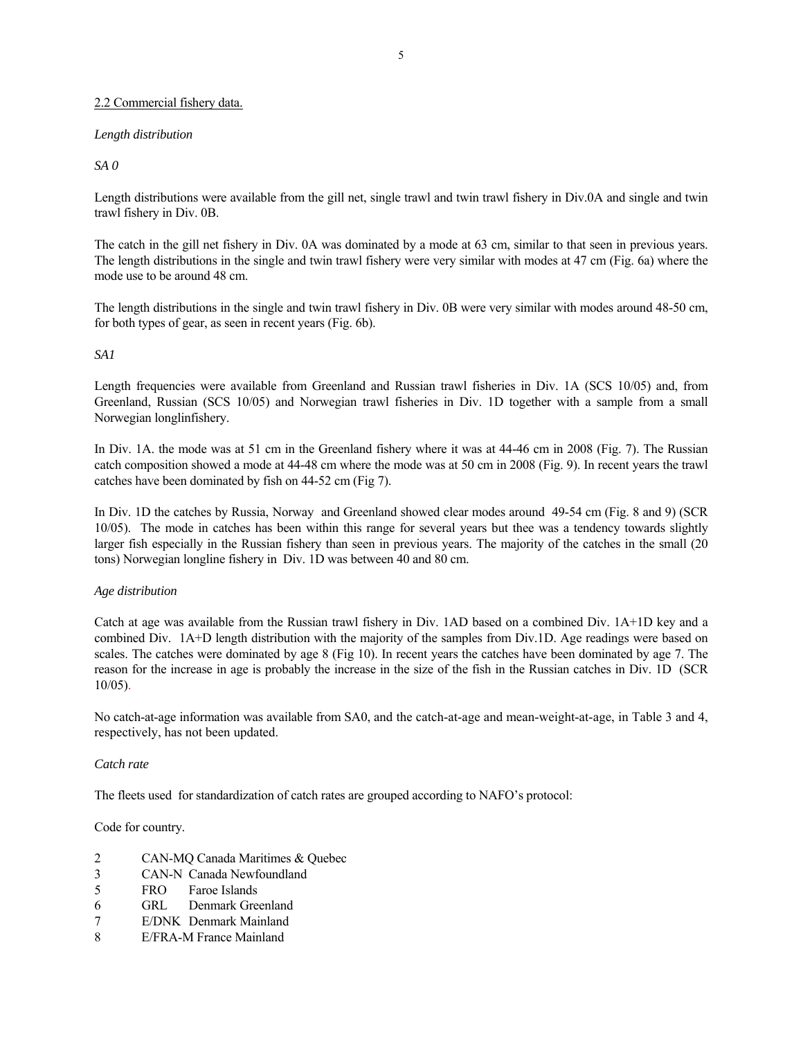### 2.2 Commercial fishery data.

*Length distribution*

*SA 0*

Length distributions were available from the gill net, single trawl and twin trawl fishery in Div.0A and single and twin trawl fishery in Div. 0B.

The catch in the gill net fishery in Div. 0A was dominated by a mode at 63 cm, similar to that seen in previous years. The length distributions in the single and twin trawl fishery were very similar with modes at 47 cm (Fig. 6a) where the mode use to be around 48 cm.

The length distributions in the single and twin trawl fishery in Div. 0B were very similar with modes around 48-50 cm, for both types of gear, as seen in recent years (Fig. 6b).

*SA1*

Length frequencies were available from Greenland and Russian trawl fisheries in Div. 1A (SCS 10/05) and, from Greenland, Russian (SCS 10/05) and Norwegian trawl fisheries in Div. 1D together with a sample from a small Norwegian longlinfishery.

In Div. 1A. the mode was at 51 cm in the Greenland fishery where it was at 44-46 cm in 2008 (Fig. 7). The Russian catch composition showed a mode at 44-48 cm where the mode was at 50 cm in 2008 (Fig. 9). In recent years the trawl catches have been dominated by fish on 44-52 cm (Fig 7).

In Div. 1D the catches by Russia, Norway and Greenland showed clear modes around 49-54 cm (Fig. 8 and 9) (SCR 10/05). The mode in catches has been within this range for several years but thee was a tendency towards slightly larger fish especially in the Russian fishery than seen in previous years. The majority of the catches in the small (20 tons) Norwegian longline fishery in Div. 1D was between 40 and 80 cm.

*Age distribution*

Catch at age was available from the Russian trawl fishery in Div. 1AD based on a combined Div. 1A+1D key and a combined Div. 1A+D length distribution with the majority of the samples from Div.1D. Age readings were based on scales. The catches were dominated by age 8 (Fig 10). In recent years the catches have been dominated by age 7. The reason for the increase in age is probably the increase in the size of the fish in the Russian catches in Div. 1D (SCR 10/05).

No catch-at-age information was available from SA0, and the catch-at-age and mean-weight-at-age, in Table 3 and 4, respectively, has not been updated.

*Catch rate*

The fleets used for standardization of catch rates are grouped according to NAFO's protocol:

Code for country.

| | | |
|---|---|---|
| 2 | CAN-MQ | Canada Maritimes & Quebec |
| 3 | CAN-N | Canada Newfoundland |
| 5 | FRO | Faroe Islands |
| 6 | GRL | Denmark Greenland |
| 7 | E/DNK | Denmark Mainland |
| 8 | E/FRA-M | France Mainland |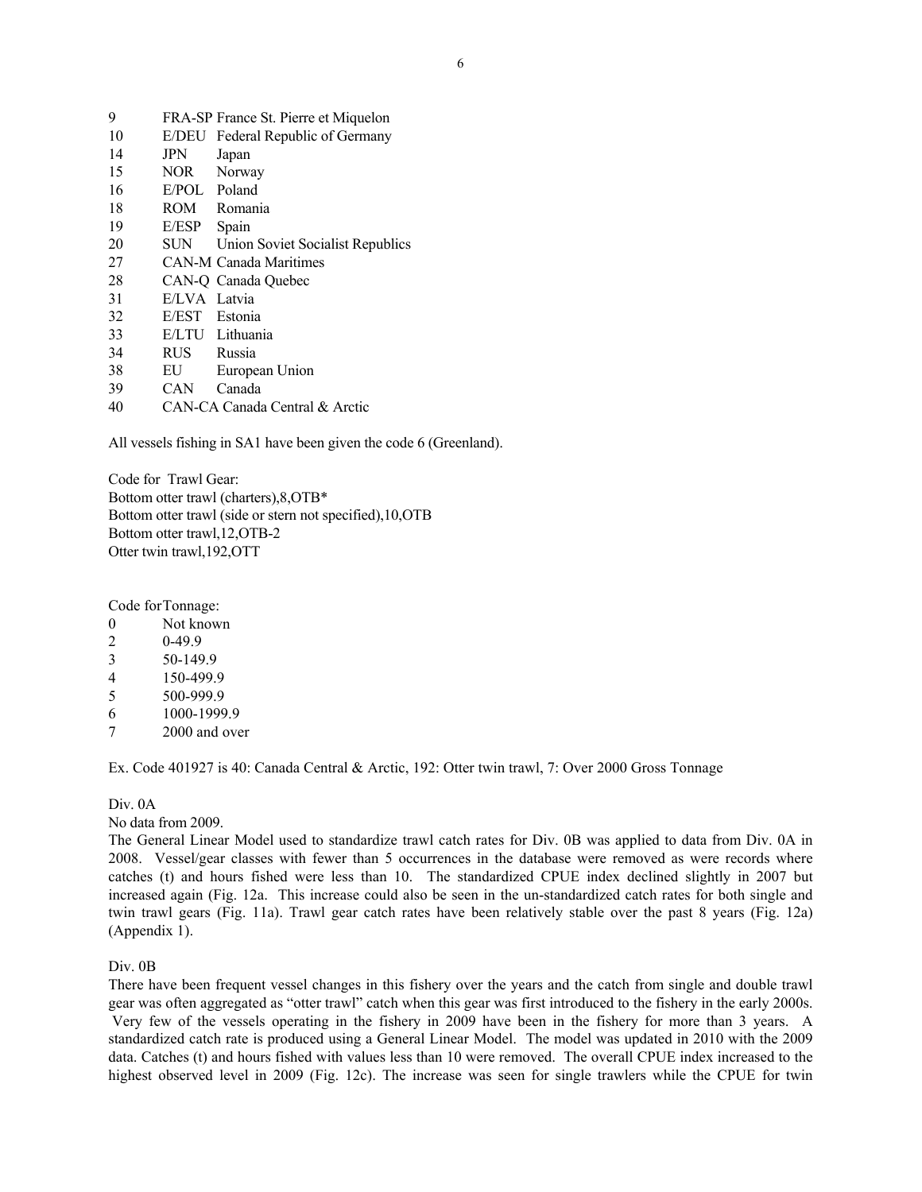| | | |
|---|---|---|
| 9 | FRA-SP | France St. Pierre et Miquelon |
| 10 | E/DEU | Federal Republic of Germany |
| 14 | JPN | Japan |
| 15 | NOR | Norway |
| 16 | E/POL | Poland |
| 18 | ROM | Romania |
| 19 | E/ESP | Spain |
| 20 | SUN | Union Soviet Socialist Republics |
| 27 | CAN-M | Canada Maritimes |
| 28 | CAN-Q | Canada Quebec |
| 31 | E/LVA | Latvia |
| 32 | E/EST | Estonia |
| 33 | E/LTU | Lithuania |
| 34 | RUS | Russia |
| 38 | EU | European Union |
| 39 | CAN | Canada |
| 40 | CAN-CA | Canada Central & Arctic |

All vessels fishing in SA1 have been given the code 6 (Greenland).

Code for Trawl Gear:
Bottom otter trawl (charters),8,OTB*
Bottom otter trawl (side or stern not specified),10,OTB
Bottom otter trawl,12,OTB-2
Otter twin trawl,192,OTT

Code for Tonnage:

| | |
|---|---|
| 0 | Not known |
| 2 | 0-49.9 |
| 3 | 50-149.9 |
| 4 | 150-499.9 |
| 5 | 500-999.9 |
| 6 | 1000-1999.9 |
| 7 | 2000 and over |

Ex. Code 401927 is 40: Canada Central & Arctic, 192: Otter twin trawl, 7: Over 2000 Gross Tonnage

Div. 0A

No data from 2009.

The General Linear Model used to standardize trawl catch rates for Div. 0B was applied to data from Div. 0A in 2008. Vessel/gear classes with fewer than 5 occurrences in the database were removed as were records where catches (t) and hours fished were less than 10. The standardized CPUE index declined slightly in 2007 but increased again (Fig. 12a. This increase could also be seen in the un-standardized catch rates for both single and twin trawl gears (Fig. 11a). Trawl gear catch rates have been relatively stable over the past 8 years (Fig. 12a) (Appendix 1).

Div. 0B

There have been frequent vessel changes in this fishery over the years and the catch from single and double trawl gear was often aggregated as "otter trawl" catch when this gear was first introduced to the fishery in the early 2000s. Very few of the vessels operating in the fishery in 2009 have been in the fishery for more than 3 years. A standardized catch rate is produced using a General Linear Model. The model was updated in 2010 with the 2009 data. Catches (t) and hours fished with values less than 10 were removed. The overall CPUE index increased to the highest observed level in 2009 (Fig. 12c). The increase was seen for single trawlers while the CPUE for twin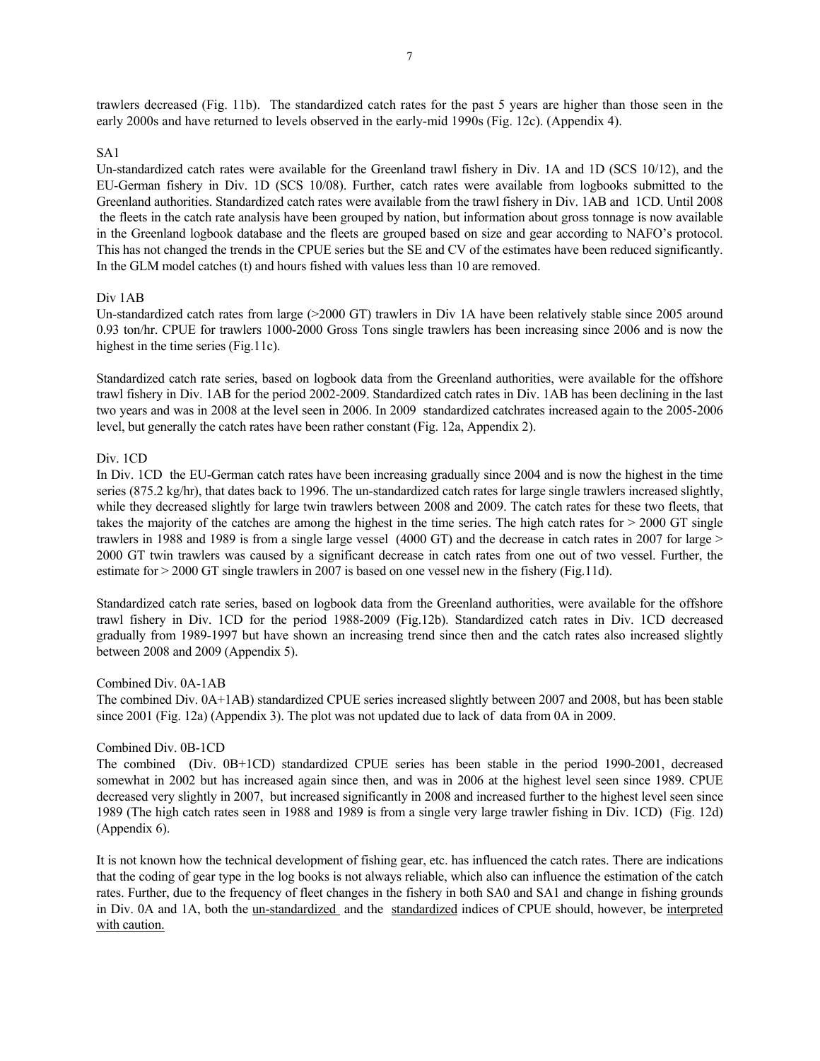trawlers decreased (Fig. 11b). The standardized catch rates for the past 5 years are higher than those seen in the early 2000s and have returned to levels observed in the early-mid 1990s (Fig. 12c). (Appendix 4).

### SA1

Un-standardized catch rates were available for the Greenland trawl fishery in Div. 1A and 1D (SCS 10/12), and the EU-German fishery in Div. 1D (SCS 10/08). Further, catch rates were available from logbooks submitted to the Greenland authorities. Standardized catch rates were available from the trawl fishery in Div. 1AB and 1CD. Until 2008 the fleets in the catch rate analysis have been grouped by nation, but information about gross tonnage is now available in the Greenland logbook database and the fleets are grouped based on size and gear according to NAFO's protocol. This has not changed the trends in the CPUE series but the SE and CV of the estimates have been reduced significantly. In the GLM model catches (t) and hours fished with values less than 10 are removed.

### Div 1AB

Un-standardized catch rates from large (>2000 GT) trawlers in Div 1A have been relatively stable since 2005 around 0.93 ton/hr. CPUE for trawlers 1000-2000 Gross Tons single trawlers has been increasing since 2006 and is now the highest in the time series (Fig.11c).

Standardized catch rate series, based on logbook data from the Greenland authorities, were available for the offshore trawl fishery in Div. 1AB for the period 2002-2009. Standardized catch rates in Div. 1AB has been declining in the last two years and was in 2008 at the level seen in 2006. In 2009 standardized catchrates increased again to the 2005-2006 level, but generally the catch rates have been rather constant (Fig. 12a, Appendix 2).

### Div. 1CD

In Div. 1CD the EU-German catch rates have been increasing gradually since 2004 and is now the highest in the time series (875.2 kg/hr), that dates back to 1996. The un-standardized catch rates for large single trawlers increased slightly, while they decreased slightly for large twin trawlers between 2008 and 2009. The catch rates for these two fleets, that takes the majority of the catches are among the highest in the time series. The high catch rates for > 2000 GT single trawlers in 1988 and 1989 is from a single large vessel (4000 GT) and the decrease in catch rates in 2007 for large > 2000 GT twin trawlers was caused by a significant decrease in catch rates from one out of two vessel. Further, the estimate for > 2000 GT single trawlers in 2007 is based on one vessel new in the fishery (Fig.11d).

Standardized catch rate series, based on logbook data from the Greenland authorities, were available for the offshore trawl fishery in Div. 1CD for the period 1988-2009 (Fig.12b). Standardized catch rates in Div. 1CD decreased gradually from 1989-1997 but have shown an increasing trend since then and the catch rates also increased slightly between 2008 and 2009 (Appendix 5).

### Combined Div. 0A-1AB

The combined Div. 0A+1AB) standardized CPUE series increased slightly between 2007 and 2008, but has been stable since 2001 (Fig. 12a) (Appendix 3). The plot was not updated due to lack of data from 0A in 2009.

### Combined Div. 0B-1CD

The combined (Div. 0B+1CD) standardized CPUE series has been stable in the period 1990-2001, decreased somewhat in 2002 but has increased again since then, and was in 2006 at the highest level seen since 1989. CPUE decreased very slightly in 2007, but increased significantly in 2008 and increased further to the highest level seen since 1989 (The high catch rates seen in 1988 and 1989 is from a single very large trawler fishing in Div. 1CD) (Fig. 12d) (Appendix 6).

It is not known how the technical development of fishing gear, etc. has influenced the catch rates. There are indications that the coding of gear type in the log books is not always reliable, which also can influence the estimation of the catch rates. Further, due to the frequency of fleet changes in the fishery in both SA0 and SA1 and change in fishing grounds in Div. 0A and 1A, both the <u>un-standardized</u> and the <u>standardized</u> indices of CPUE should, however, be <u>interpreted with caution.</u>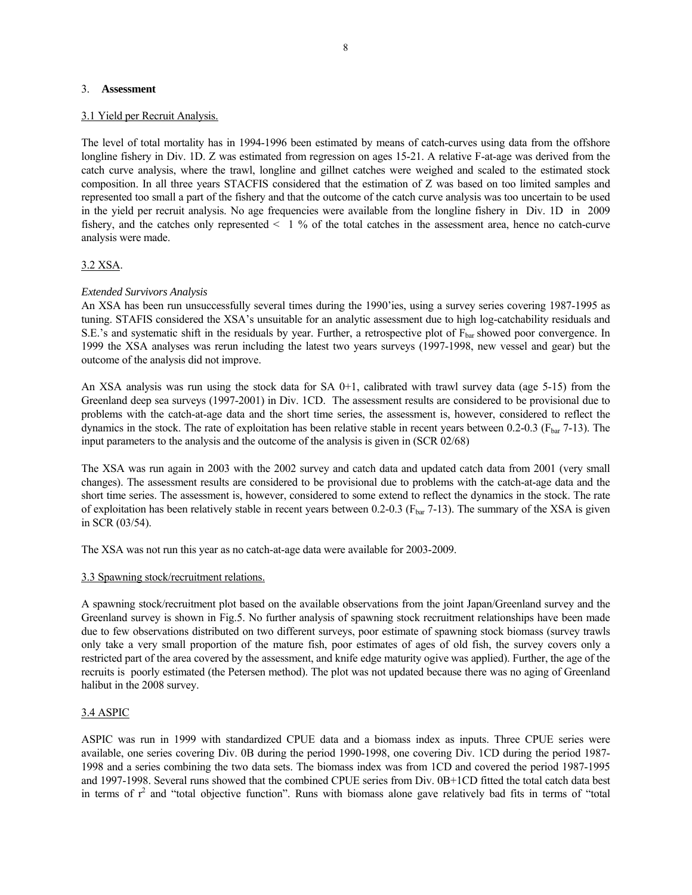## 3. **Assessment**

### 3.1 Yield per Recruit Analysis.

The level of total mortality has in 1994-1996 been estimated by means of catch-curves using data from the offshore longline fishery in Div. 1D. Z was estimated from regression on ages 15-21. A relative F-at-age was derived from the catch curve analysis, where the trawl, longline and gillnet catches were weighed and scaled to the estimated stock composition. In all three years STACFIS considered that the estimation of Z was based on too limited samples and represented too small a part of the fishery and that the outcome of the catch curve analysis was too uncertain to be used in the yield per recruit analysis. No age frequencies were available from the longline fishery in Div. 1D in 2009 fishery, and the catches only represented < 1 % of the total catches in the assessment area, hence no catch-curve analysis were made.

### 3.2 XSA.

*Extended Survivors Analysis*
An XSA has been run unsuccessfully several times during the 1990'ies, using a survey series covering 1987-1995 as tuning. STAFIS considered the XSA's unsuitable for an analytic assessment due to high log-catchability residuals and S.E.'s and systematic shift in the residuals by year. Further, a retrospective plot of $F_{bar}$ showed poor convergence. In 1999 the XSA analyses was rerun including the latest two years surveys (1997-1998, new vessel and gear) but the outcome of the analysis did not improve.

An XSA analysis was run using the stock data for SA 0+1, calibrated with trawl survey data (age 5-15) from the Greenland deep sea surveys (1997-2001) in Div. 1CD. The assessment results are considered to be provisional due to problems with the catch-at-age data and the short time series, the assessment is, however, considered to reflect the dynamics in the stock. The rate of exploitation has been relative stable in recent years between 0.2-0.3 ($F_{bar}$ 7-13). The input parameters to the analysis and the outcome of the analysis is given in (SCR 02/68)

The XSA was run again in 2003 with the 2002 survey and catch data and updated catch data from 2001 (very small changes). The assessment results are considered to be provisional due to problems with the catch-at-age data and the short time series. The assessment is, however, considered to some extend to reflect the dynamics in the stock. The rate of exploitation has been relatively stable in recent years between 0.2-0.3 ($F_{bar}$ 7-13). The summary of the XSA is given in SCR (03/54).

The XSA was not run this year as no catch-at-age data were available for 2003-2009.

### 3.3 Spawning stock/recruitment relations.

A spawning stock/recruitment plot based on the available observations from the joint Japan/Greenland survey and the Greenland survey is shown in Fig.5. No further analysis of spawning stock recruitment relationships have been made due to few observations distributed on two different surveys, poor estimate of spawning stock biomass (survey trawls only take a very small proportion of the mature fish, poor estimates of ages of old fish, the survey covers only a restricted part of the area covered by the assessment, and knife edge maturity ogive was applied). Further, the age of the recruits is poorly estimated (the Petersen method). The plot was not updated because there was no aging of Greenland halibut in the 2008 survey.

### 3.4 ASPIC

ASPIC was run in 1999 with standardized CPUE data and a biomass index as inputs. Three CPUE series were available, one series covering Div. 0B during the period 1990-1998, one covering Div. 1CD during the period 1987-1998 and a series combining the two data sets. The biomass index was from 1CD and covered the period 1987-1995 and 1997-1998. Several runs showed that the combined CPUE series from Div. 0B+1CD fitted the total catch data best in terms of $r^2$ and "total objective function". Runs with biomass alone gave relatively bad fits in terms of "total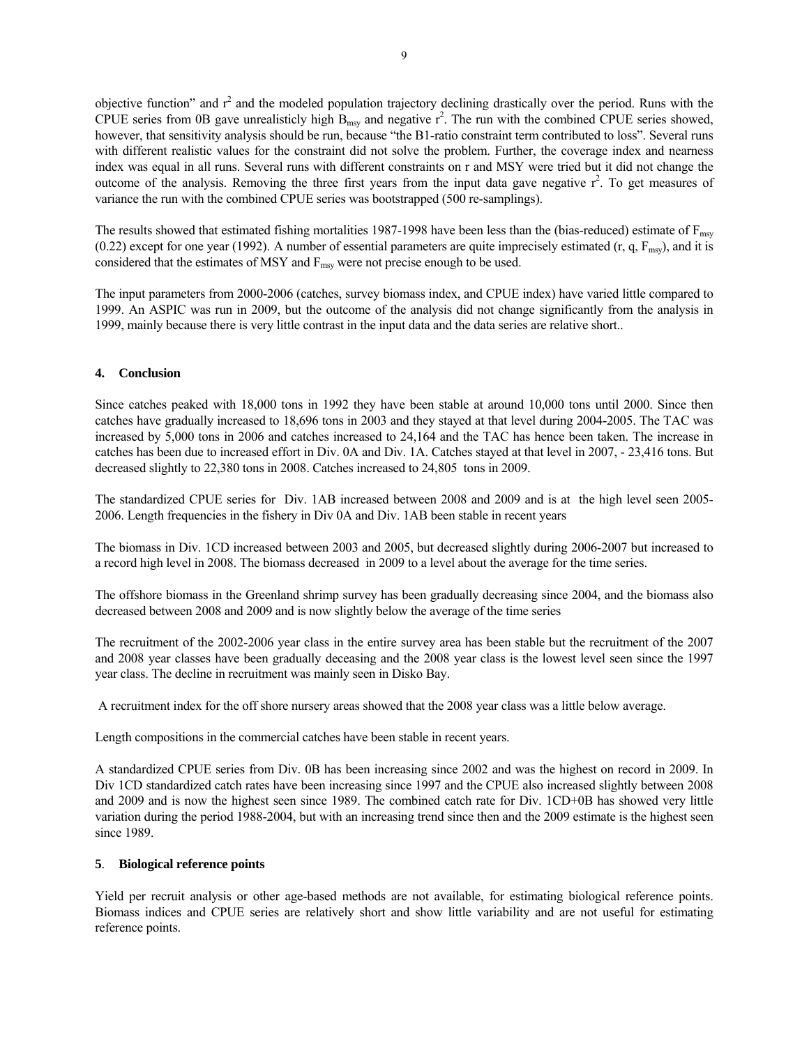objective function" and $r^2$ and the modeled population trajectory declining drastically over the period. Runs with the CPUE series from 0B gave unrealisticly high $B_{msy}$ and negative $r^2$. The run with the combined CPUE series showed, however, that sensitivity analysis should be run, because "the B1-ratio constraint term contributed to loss". Several runs with different realistic values for the constraint did not solve the problem. Further, the coverage index and nearness index was equal in all runs. Several runs with different constraints on r and MSY were tried but it did not change the outcome of the analysis. Removing the three first years from the input data gave negative $r^2$. To get measures of variance the run with the combined CPUE series was bootstrapped (500 re-samplings).

The results showed that estimated fishing mortalities 1987-1998 have been less than the (bias-reduced) estimate of $F_{msy}$ (0.22) except for one year (1992). A number of essential parameters are quite imprecisely estimated (r, q, $F_{msy}$), and it is considered that the estimates of MSY and $F_{msy}$ were not precise enough to be used.

The input parameters from 2000-2006 (catches, survey biomass index, and CPUE index) have varied little compared to 1999. An ASPIC was run in 2009, but the outcome of the analysis did not change significantly from the analysis in 1999, mainly because there is very little contrast in the input data and the data series are relative short..

## 4. Conclusion

Since catches peaked with 18,000 tons in 1992 they have been stable at around 10,000 tons until 2000. Since then catches have gradually increased to 18,696 tons in 2003 and they stayed at that level during 2004-2005. The TAC was increased by 5,000 tons in 2006 and catches increased to 24,164 and the TAC has hence been taken. The increase in catches has been due to increased effort in Div. 0A and Div. 1A. Catches stayed at that level in 2007, - 23,416 tons. But decreased slightly to 22,380 tons in 2008. Catches increased to 24,805 tons in 2009.

The standardized CPUE series for Div. 1AB increased between 2008 and 2009 and is at the high level seen 2005-2006. Length frequencies in the fishery in Div 0A and Div. 1AB been stable in recent years

The biomass in Div. 1CD increased between 2003 and 2005, but decreased slightly during 2006-2007 but increased to a record high level in 2008. The biomass decreased in 2009 to a level about the average for the time series.

The offshore biomass in the Greenland shrimp survey has been gradually decreasing since 2004, and the biomass also decreased between 2008 and 2009 and is now slightly below the average of the time series

The recruitment of the 2002-2006 year class in the entire survey area has been stable but the recruitment of the 2007 and 2008 year classes have been gradually deceasing and the 2008 year class is the lowest level seen since the 1997 year class. The decline in recruitment was mainly seen in Disko Bay.

A recruitment index for the off shore nursery areas showed that the 2008 year class was a little below average.

Length compositions in the commercial catches have been stable in recent years.

A standardized CPUE series from Div. 0B has been increasing since 2002 and was the highest on record in 2009. In Div 1CD standardized catch rates have been increasing since 1997 and the CPUE also increased slightly between 2008 and 2009 and is now the highest seen since 1989. The combined catch rate for Div. 1CD+0B has showed very little variation during the period 1988-2004, but with an increasing trend since then and the 2009 estimate is the highest seen since 1989.

## 5. Biological reference points

Yield per recruit analysis or other age-based methods are not available, for estimating biological reference points. Biomass indices and CPUE series are relatively short and show little variability and are not useful for estimating reference points.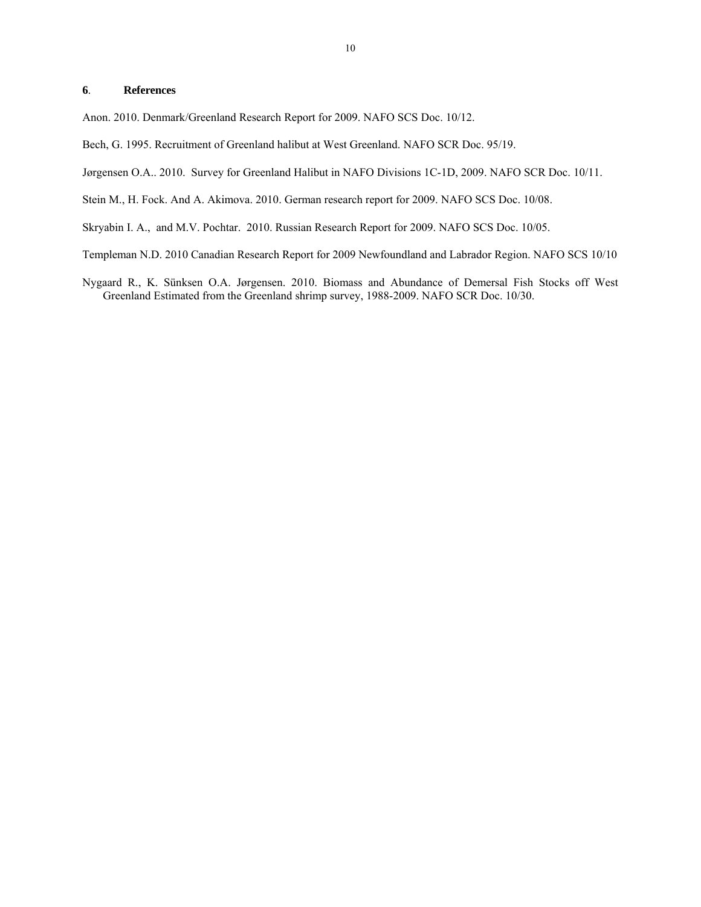## 6. References

Anon. 2010. Denmark/Greenland Research Report for 2009. NAFO SCS Doc. 10/12.

Bech, G. 1995. Recruitment of Greenland halibut at West Greenland. NAFO SCR Doc. 95/19.

Jørgensen O.A.. 2010. Survey for Greenland Halibut in NAFO Divisions 1C-1D, 2009. NAFO SCR Doc. 10/11.

Stein M., H. Fock. And A. Akimova. 2010. German research report for 2009. NAFO SCS Doc. 10/08.

Skryabin I. A., and M.V. Pochtar. 2010. Russian Research Report for 2009. NAFO SCS Doc. 10/05.

Templeman N.D. 2010 Canadian Research Report for 2009 Newfoundland and Labrador Region. NAFO SCS 10/10

Nygaard R., K. Sünksen O.A. Jørgensen. 2010. Biomass and Abundance of Demersal Fish Stocks off West Greenland Estimated from the Greenland shrimp survey, 1988-2009. NAFO SCR Doc. 10/30.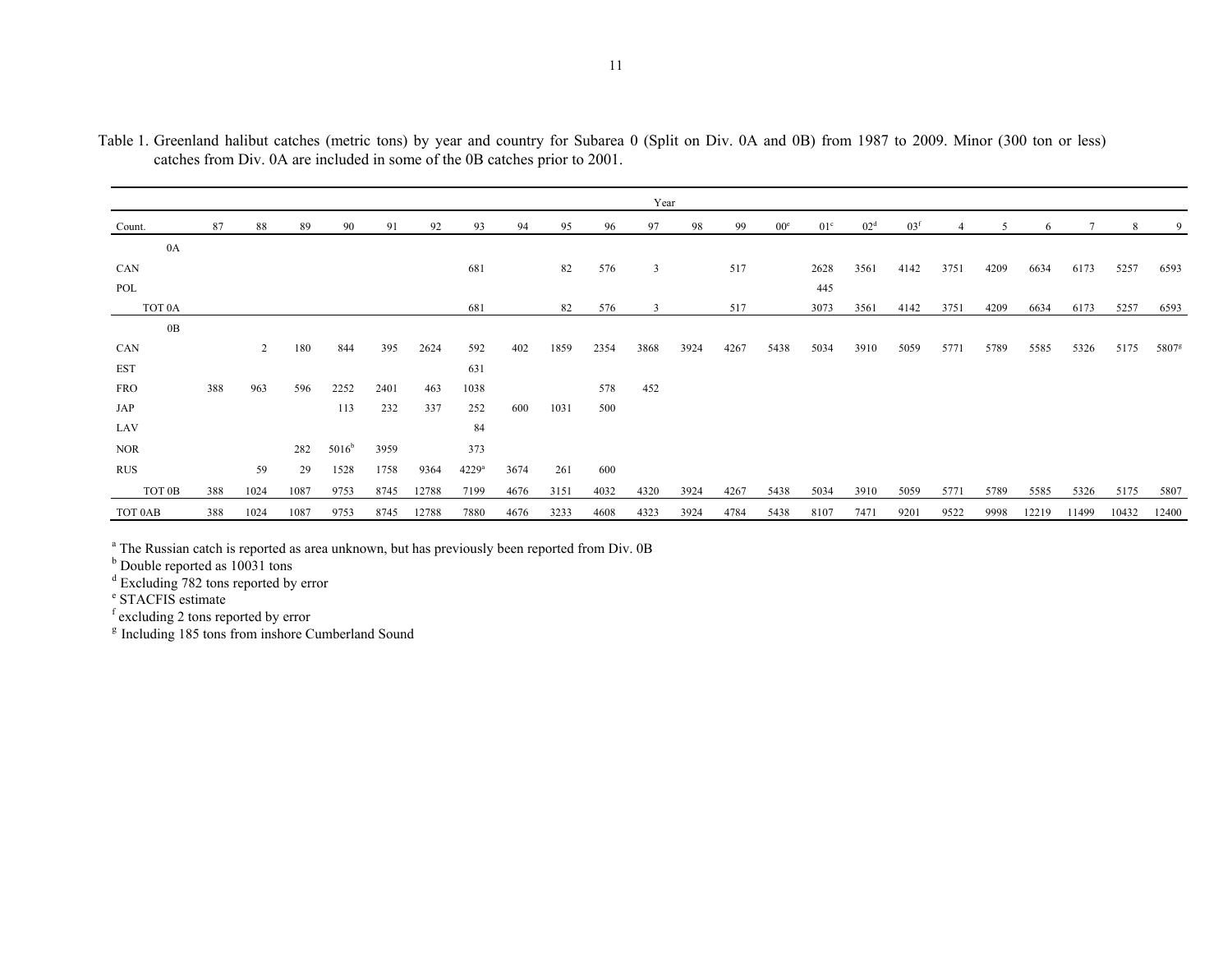Table 1. Greenland halibut catches (metric tons) by year and country for Subarea 0 (Split on Div. 0A and 0B) from 1987 to 2009. Minor (300 ton or less) catches from Div. 0A are included in some of the 0B catches prior to 2001.

| | Year | | | | | | | | | | | | | | | | | | | | | | |
|---|---|---|---|---|---|---|---|---|---|---|---|---|---|---|---|---|---|---|---|---|---|---|---|
| Count. | 87 | 88 | 89 | 90 | 91 | 92 | 93 | 94 | 95 | 96 | 97 | 98 | 99 | 00[e] | 01[c] | 02[d] | 03[f] | 4 | 5 | 6 | 7 | 8 | 9 |
| 0A | | | | | | | | | | | | | | | | | | | | | | | |
| CAN | | | | | | | 681 | | 82 | 576 | 3 | | 517 | | 2628 | 3561 | 4142 | 3751 | 4209 | 6634 | 6173 | 5257 | 6593 |
| POL | | | | | | | | | | | | | | | 445 | | | | | | | | |
| TOT 0A | | | | | | | 681 | | 82 | 576 | 3 | | 517 | | 3073 | 3561 | 4142 | 3751 | 4209 | 6634 | 6173 | 5257 | 6593 |
| 0B | | | | | | | | | | | | | | | | | | | | | | | |
| CAN | | 2 | 180 | 844 | 395 | 2624 | 592 | 402 | 1859 | 2354 | 3868 | 3924 | 4267 | 5438 | 5034 | 3910 | 5059 | 5771 | 5789 | 5585 | 5326 | 5175 | 5807[g] |
| EST | | | | | | | 631 | | | | | | | | | | | | | | | | |
| FRO | 388 | 963 | 596 | 2252 | 2401 | 463 | 1038 | | | 578 | 452 | | | | | | | | | | | | |
| JAP | | | | 113 | 232 | 337 | 252 | 600 | 1031 | 500 | | | | | | | | | | | | | |
| LAV | | | | | | | 84 | | | | | | | | | | | | | | | | |
| NOR | | | 282 | 5016[b] | 3959 | | 373 | | | | | | | | | | | | | | | | |
| RUS | | 59 | 29 | 1528 | 1758 | 9364 | 4229[a] | 3674 | 261 | 600 | | | | | | | | | | | | | |
| TOT 0B | 388 | 1024 | 1087 | 9753 | 8745 | 12788 | 7199 | 4676 | 3151 | 4032 | 4320 | 3924 | 4267 | 5438 | 5034 | 3910 | 5059 | 5771 | 5789 | 5585 | 5326 | 5175 | 5807 |
| TOT 0AB | 388 | 1024 | 1087 | 9753 | 8745 | 12788 | 7880 | 4676 | 3233 | 4608 | 4323 | 3924 | 4784 | 5438 | 8107 | 7471 | 9201 | 9522 | 9998 | 12219 | 11499 | 10432 | 12400 |

[a] The Russian catch is reported as area unknown, but has previously been reported from Div. 0B
[b] Double reported as 10031 tons
[d] Excluding 782 tons reported by error
[e] STACFIS estimate
[f] excluding 2 tons reported by error
[g] Including 185 tons from inshore Cumberland Sound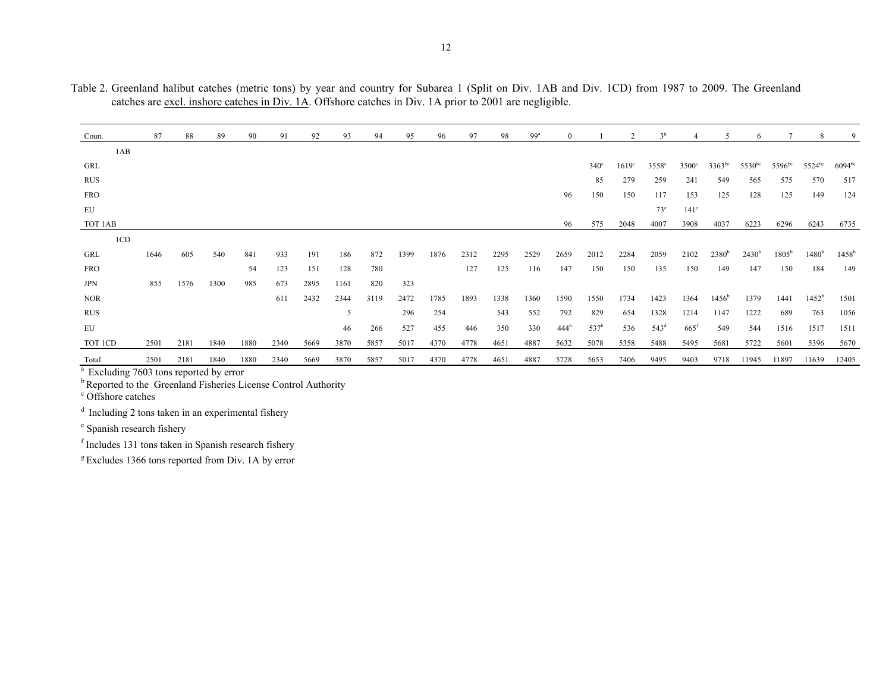Table 2. Greenland halibut catches (metric tons) by year and country for Subarea 1 (Split on Div. 1AB and Div. 1CD) from 1987 to 2009. The Greenland catches are excl. inshore catches in Div. 1A. Offshore catches in Div. 1A prior to 2001 are negligible.

| Coun. | 87 | 88 | 89 | 90 | 91 | 92 | 93 | 94 | 95 | 96 | 97 | 98 | 99[a] | 0 | 1 | 2 | 3[g] | 4 | 5 | 6 | 7 | 8 | 9 |
|---|---|---|---|---|---|---|---|---|---|---|---|---|---|---|---|---|---|---|---|---|---|---|---|
| 1AB | | | | | | | | | | | | | | | | | | | | | | | |
| GRL | | | | | | | | | | | | | | | 340[c] | 1619[c] | 3558[c] | 3500[c] | 3363[bc] | 5530[bc] | 5596[bc] | 5524[bc] | 6094[bc] |
| RUS | | | | | | | | | | | | | | | 85 | 279 | 259 | 241 | 549 | 565 | 575 | 570 | 517 |
| FRO | | | | | | | | | | | | | | 96 | 150 | 150 | 117 | 153 | 125 | 128 | 125 | 149 | 124 |
| EU | | | | | | | | | | | | | | | | | 73[e] | 141[e] | | | | | |
| TOT 1AB | | | | | | | | | | | | | | 96 | 575 | 2048 | 4007 | 3908 | 4037 | 6223 | 6296 | 6243 | 6735 |
| 1CD | | | | | | | | | | | | | | | | | | | | | | | |
| GRL | 1646 | 605 | 540 | 841 | 933 | 191 | 186 | 872 | 1399 | 1876 | 2312 | 2295 | 2529 | 2659 | 2012 | 2284 | 2059 | 2102 | 2380[b] | 2430[b] | 1805[b] | 1480[b] | 1458[b] |
| FRO | | | | 54 | 123 | 151 | 128 | 780 | | | 127 | 125 | 116 | 147 | 150 | 150 | 135 | 150 | 149 | 147 | 150 | 184 | 149 |
| JPN | 855 | 1576 | 1300 | 985 | 673 | 2895 | 1161 | 820 | 323 | | | | | | | | | | | | | | |
| NOR | | | | | 611 | 2432 | 2344 | 3119 | 2472 | 1785 | 1893 | 1338 | 1360 | 1590 | 1550 | 1734 | 1423 | 1364 | 1456[b] | 1379 | 1441 | 1452[b] | 1501 |
| RUS | | | | | | | 5 | | 296 | 254 | | 543 | 552 | 792 | 829 | 654 | 1328 | 1214 | 1147 | 1222 | 689 | 763 | 1056 |
| EU | | | | | | | 46 | 266 | 527 | 455 | 446 | 350 | 330 | 444[b] | 537[b] | 536 | 543[d] | 665[f] | 549 | 544 | 1516 | 1517 | 1511 |
| TOT 1CD | 2501 | 2181 | 1840 | 1880 | 2340 | 5669 | 3870 | 5857 | 5017 | 4370 | 4778 | 4651 | 4887 | 5632 | 5078 | 5358 | 5488 | 5495 | 5681 | 5722 | 5601 | 5396 | 5670 |
| Total | 2501 | 2181 | 1840 | 1880 | 2340 | 5669 | 3870 | 5857 | 5017 | 4370 | 4778 | 4651 | 4887 | 5728 | 5653 | 7406 | 9495 | 9403 | 9718 | 11945 | 11897 | 11639 | 12405 |

[a] Excluding 7603 tons reported by error

[b] Reported to the Greenland Fisheries License Control Authority

[c] Offshore catches

[d] Including 2 tons taken in an experimental fishery

[e] Spanish research fishery

[f] Includes 131 tons taken in Spanish research fishery

[g] Excludes 1366 tons reported from Div. 1A by error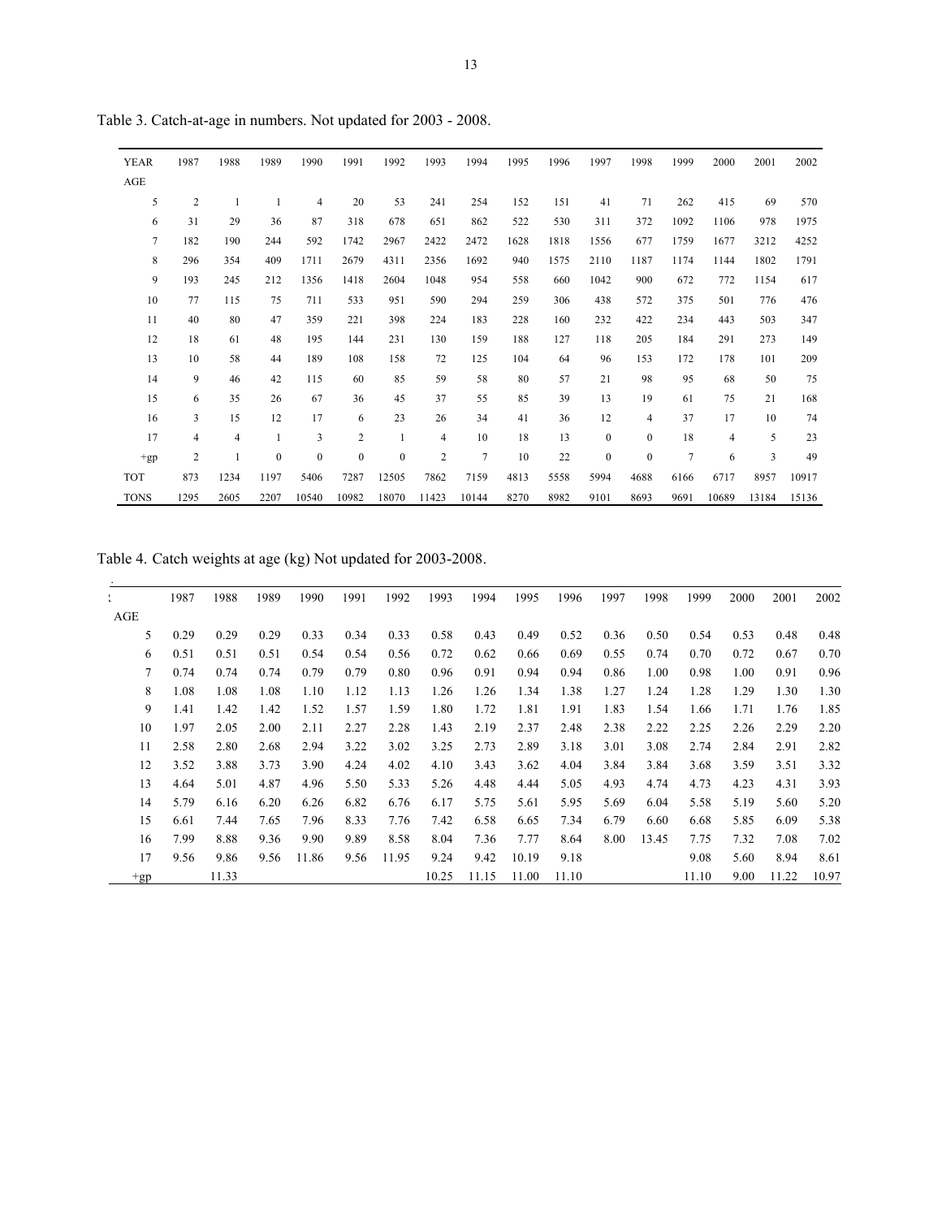Table 3. Catch-at-age in numbers. Not updated for 2003 - 2008.

| YEAR | 1987 | 1988 | 1989 | 1990 | 1991 | 1992 | 1993 | 1994 | 1995 | 1996 | 1997 | 1998 | 1999 | 2000 | 2001 | 2002 |
|---|---|---|---|---|---|---|---|---|---|---|---|---|---|---|---|---|
| AGE | | | | | | | | | | | | | | | | |
| 5 | 2 | 1 | 1 | 4 | 20 | 53 | 241 | 254 | 152 | 151 | 41 | 71 | 262 | 415 | 69 | 570 |
| 6 | 31 | 29 | 36 | 87 | 318 | 678 | 651 | 862 | 522 | 530 | 311 | 372 | 1092 | 1106 | 978 | 1975 |
| 7 | 182 | 190 | 244 | 592 | 1742 | 2967 | 2422 | 2472 | 1628 | 1818 | 1556 | 677 | 1759 | 1677 | 3212 | 4252 |
| 8 | 296 | 354 | 409 | 1711 | 2679 | 4311 | 2356 | 1692 | 940 | 1575 | 2110 | 1187 | 1174 | 1144 | 1802 | 1791 |
| 9 | 193 | 245 | 212 | 1356 | 1418 | 2604 | 1048 | 954 | 558 | 660 | 1042 | 900 | 672 | 772 | 1154 | 617 |
| 10 | 77 | 115 | 75 | 711 | 533 | 951 | 590 | 294 | 259 | 306 | 438 | 572 | 375 | 501 | 776 | 476 |
| 11 | 40 | 80 | 47 | 359 | 221 | 398 | 224 | 183 | 228 | 160 | 232 | 422 | 234 | 443 | 503 | 347 |
| 12 | 18 | 61 | 48 | 195 | 144 | 231 | 130 | 159 | 188 | 127 | 118 | 205 | 184 | 291 | 273 | 149 |
| 13 | 10 | 58 | 44 | 189 | 108 | 158 | 72 | 125 | 104 | 64 | 96 | 153 | 172 | 178 | 101 | 209 |
| 14 | 9 | 46 | 42 | 115 | 60 | 85 | 59 | 58 | 80 | 57 | 21 | 98 | 95 | 68 | 50 | 75 |
| 15 | 6 | 35 | 26 | 67 | 36 | 45 | 37 | 55 | 85 | 39 | 13 | 19 | 61 | 75 | 21 | 168 |
| 16 | 3 | 15 | 12 | 17 | 6 | 23 | 26 | 34 | 41 | 36 | 12 | 4 | 37 | 17 | 10 | 74 |
| 17 | 4 | 4 | 1 | 3 | 2 | 1 | 4 | 10 | 18 | 13 | 0 | 0 | 18 | 4 | 5 | 23 |
| +gp | 2 | 1 | 0 | 0 | 0 | 0 | 2 | 7 | 10 | 22 | 0 | 0 | 7 | 6 | 3 | 49 |
| TOT | 873 | 1234 | 1197 | 5406 | 7287 | 12505 | 7862 | 7159 | 4813 | 5558 | 5994 | 4688 | 6166 | 6717 | 8957 | 10917 |
| TONS | 1295 | 2605 | 2207 | 10540 | 10982 | 18070 | 11423 | 10144 | 8270 | 8982 | 9101 | 8693 | 9691 | 10689 | 13184 | 15136 |

Table 4. Catch weights at age (kg) Not updated for 2003-2008.

| | 1987 | 1988 | 1989 | 1990 | 1991 | 1992 | 1993 | 1994 | 1995 | 1996 | 1997 | 1998 | 1999 | 2000 | 2001 | 2002 |
|---|---|---|---|---|---|---|---|---|---|---|---|---|---|---|---|---|
| AGE | | | | | | | | | | | | | | | | |
| 5 | 0.29 | 0.29 | 0.29 | 0.33 | 0.34 | 0.33 | 0.58 | 0.43 | 0.49 | 0.52 | 0.36 | 0.50 | 0.54 | 0.53 | 0.48 | 0.48 |
| 6 | 0.51 | 0.51 | 0.51 | 0.54 | 0.54 | 0.56 | 0.72 | 0.62 | 0.66 | 0.69 | 0.55 | 0.74 | 0.70 | 0.72 | 0.67 | 0.70 |
| 7 | 0.74 | 0.74 | 0.74 | 0.79 | 0.79 | 0.80 | 0.96 | 0.91 | 0.94 | 0.94 | 0.86 | 1.00 | 0.98 | 1.00 | 0.91 | 0.96 |
| 8 | 1.08 | 1.08 | 1.08 | 1.10 | 1.12 | 1.13 | 1.26 | 1.26 | 1.34 | 1.38 | 1.27 | 1.24 | 1.28 | 1.29 | 1.30 | 1.30 |
| 9 | 1.41 | 1.42 | 1.42 | 1.52 | 1.57 | 1.59 | 1.80 | 1.72 | 1.81 | 1.91 | 1.83 | 1.54 | 1.66 | 1.71 | 1.76 | 1.85 |
| 10 | 1.97 | 2.05 | 2.00 | 2.11 | 2.27 | 2.28 | 1.43 | 2.19 | 2.37 | 2.48 | 2.38 | 2.22 | 2.25 | 2.26 | 2.29 | 2.20 |
| 11 | 2.58 | 2.80 | 2.68 | 2.94 | 3.22 | 3.02 | 3.25 | 2.73 | 2.89 | 3.18 | 3.01 | 3.08 | 2.74 | 2.84 | 2.91 | 2.82 |
| 12 | 3.52 | 3.88 | 3.73 | 3.90 | 4.24 | 4.02 | 4.10 | 3.43 | 3.62 | 4.04 | 3.84 | 3.84 | 3.68 | 3.59 | 3.51 | 3.32 |
| 13 | 4.64 | 5.01 | 4.87 | 4.96 | 5.50 | 5.33 | 5.26 | 4.48 | 4.44 | 5.05 | 4.93 | 4.74 | 4.73 | 4.23 | 4.31 | 3.93 |
| 14 | 5.79 | 6.16 | 6.20 | 6.26 | 6.82 | 6.76 | 6.17 | 5.75 | 5.61 | 5.95 | 5.69 | 6.04 | 5.58 | 5.19 | 5.60 | 5.20 |
| 15 | 6.61 | 7.44 | 7.65 | 7.96 | 8.33 | 7.76 | 7.42 | 6.58 | 6.65 | 7.34 | 6.79 | 6.60 | 6.68 | 5.85 | 6.09 | 5.38 |
| 16 | 7.99 | 8.88 | 9.36 | 9.90 | 9.89 | 8.58 | 8.04 | 7.36 | 7.77 | 8.64 | 8.00 | 13.45 | 7.75 | 7.32 | 7.08 | 7.02 |
| 17 | 9.56 | 9.86 | 9.56 | 11.86 | 9.56 | 11.95 | 9.24 | 9.42 | 10.19 | 9.18 | | | 9.08 | 5.60 | 8.94 | 8.61 |
| +gp | | 11.33 | | | | | 10.25 | 11.15 | 11.00 | 11.10 | | | 11.10 | 9.00 | 11.22 | 10.97 |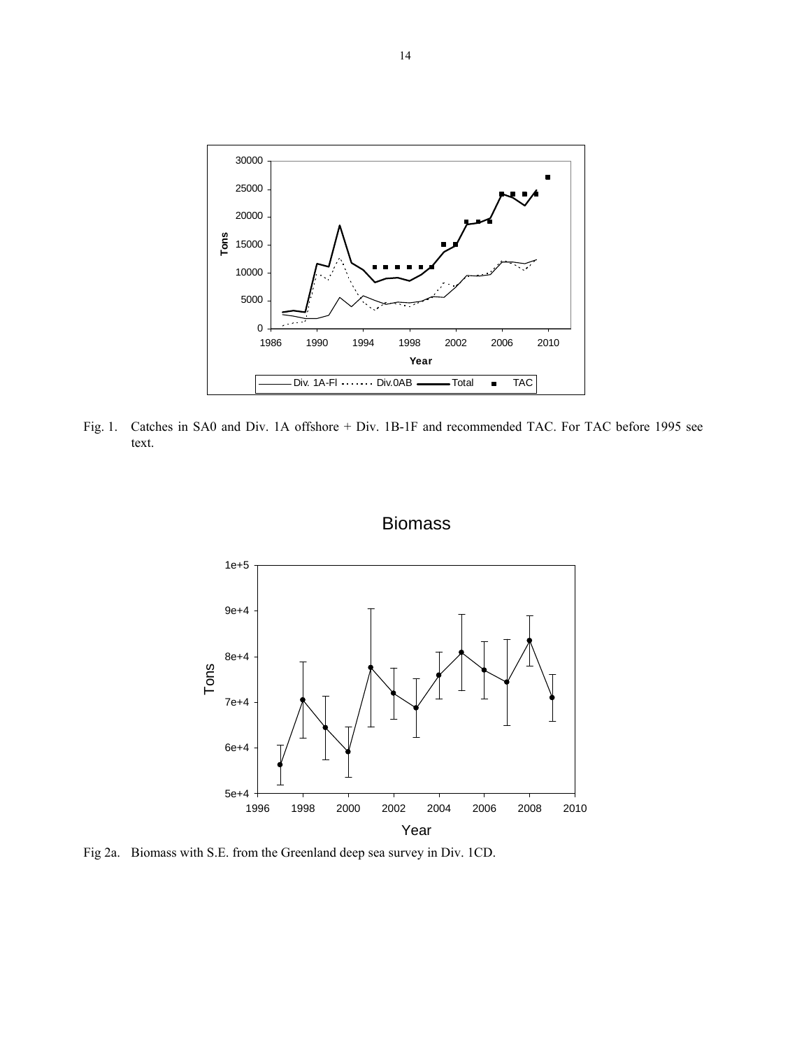Fig. 1. Catches in SA0 and Div. 1A offshore + Div. 1B-1F and recommended TAC. For TAC before 1995 see text.

Fig 2a. Biomass with S.E. from the Greenland deep sea survey in Div. 1CD.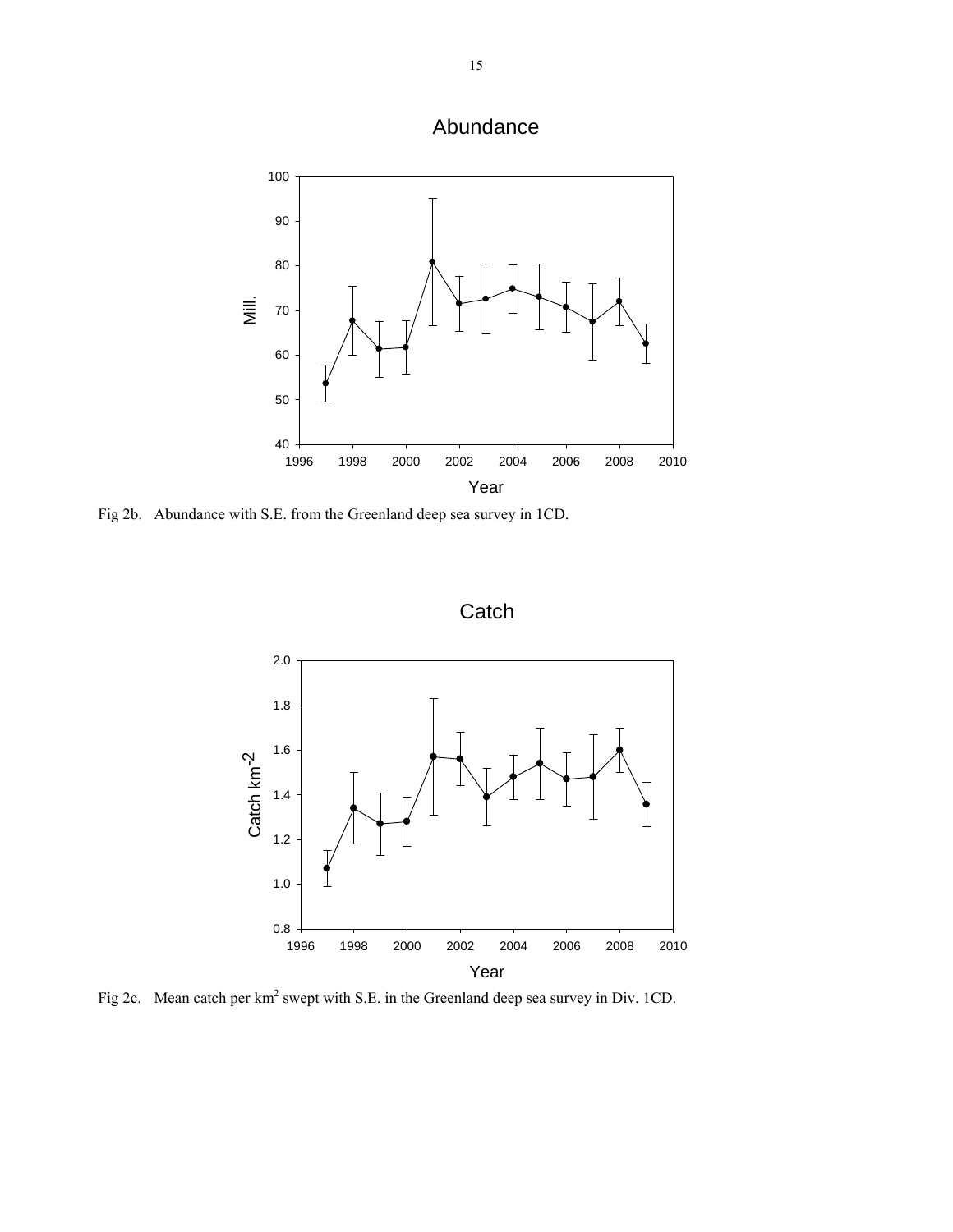Fig 2b. Abundance with S.E. from the Greenland deep sea survey in 1CD.

Fig 2c. Mean catch per $km^2$ swept with S.E. in the Greenland deep sea survey in Div. 1CD.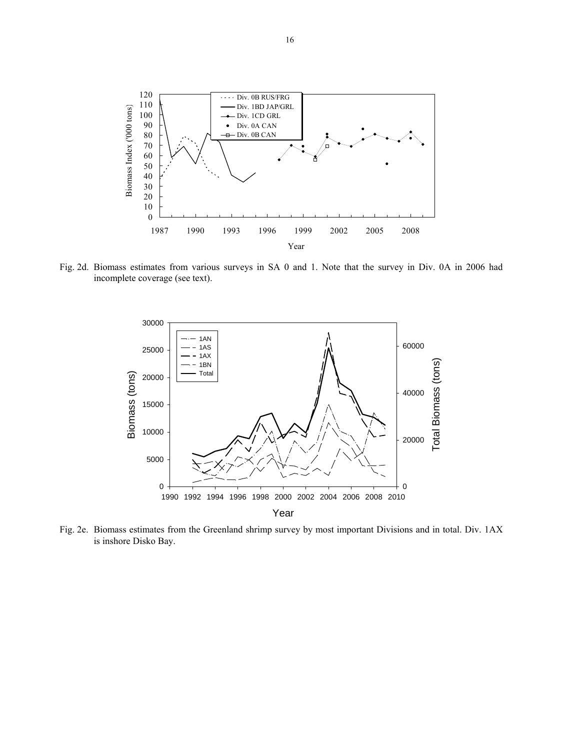Fig. 2d. Biomass estimates from various surveys in SA 0 and 1. Note that the survey in Div. 0A in 2006 had incomplete coverage (see text).

Fig. 2e. Biomass estimates from the Greenland shrimp survey by most important Divisions and in total. Div. 1AX is inshore Disko Bay.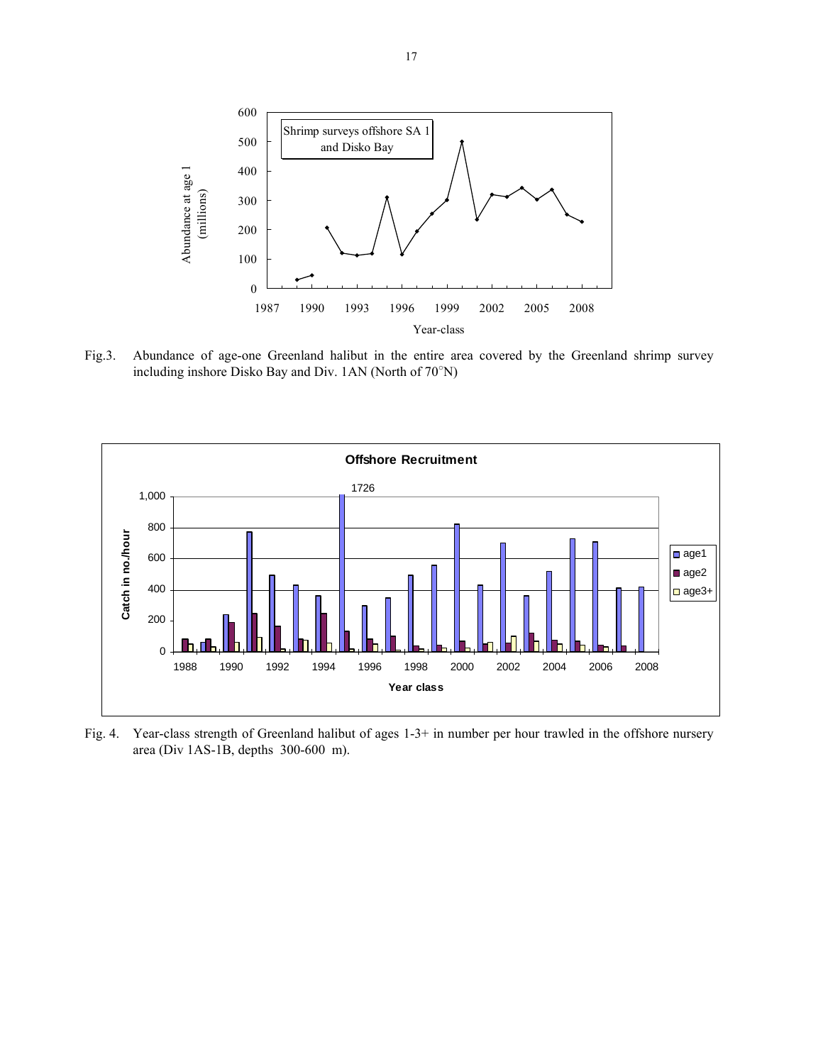Fig.3. Abundance of age-one Greenland halibut in the entire area covered by the Greenland shrimp survey including inshore Disko Bay and Div. 1AN (North of 70°N)

Fig. 4. Year-class strength of Greenland halibut of ages 1-3+ in number per hour trawled in the offshore nursery area (Div 1AS-1B, depths 300-600 m).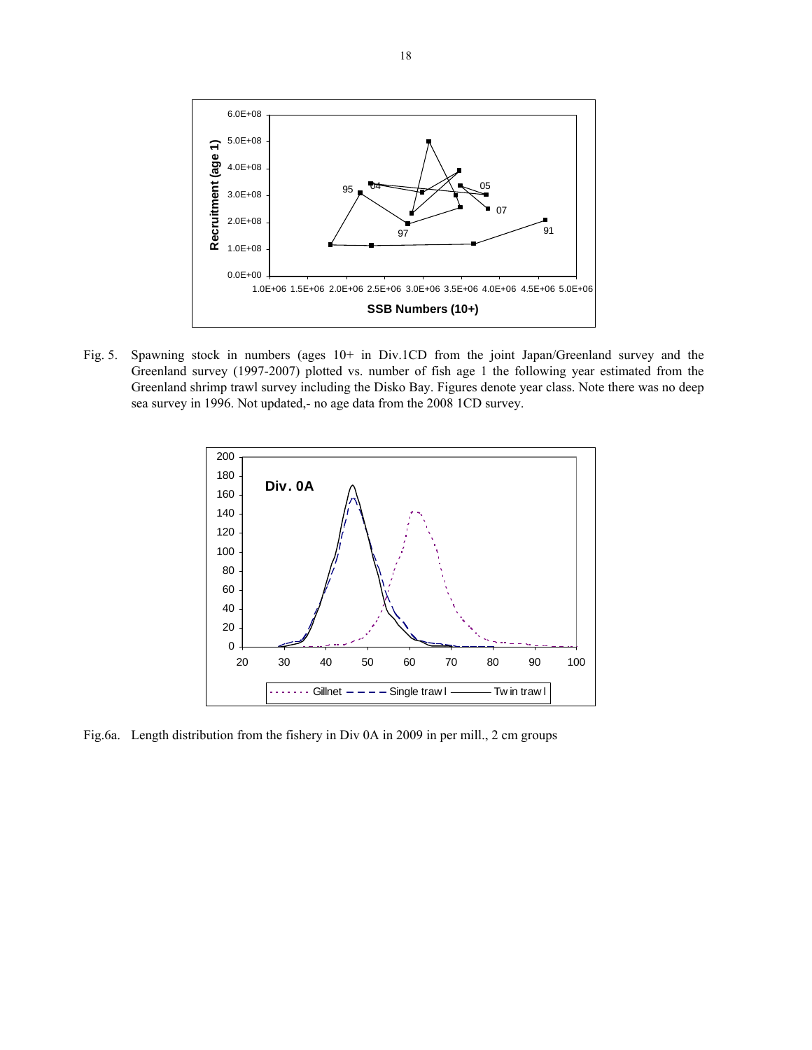Fig. 5. Spawning stock in numbers (ages 10+ in Div.1CD from the joint Japan/Greenland survey and the Greenland survey (1997-2007) plotted vs. number of fish age 1 the following year estimated from the Greenland shrimp trawl survey including the Disko Bay. Figures denote year class. Note there was no deep sea survey in 1996. Not updated,- no age data from the 2008 1CD survey.

Fig.6a. Length distribution from the fishery in Div 0A in 2009 in per mill., 2 cm groups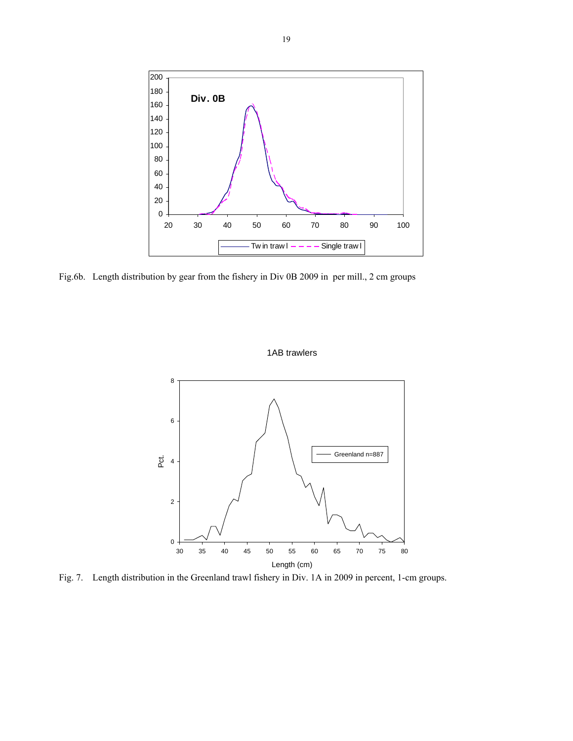Fig.6b. Length distribution by gear from the fishery in Div 0B 2009 in per mill., 2 cm groups

Fig. 7. Length distribution in the Greenland trawl fishery in Div. 1A in 2009 in percent, 1-cm groups.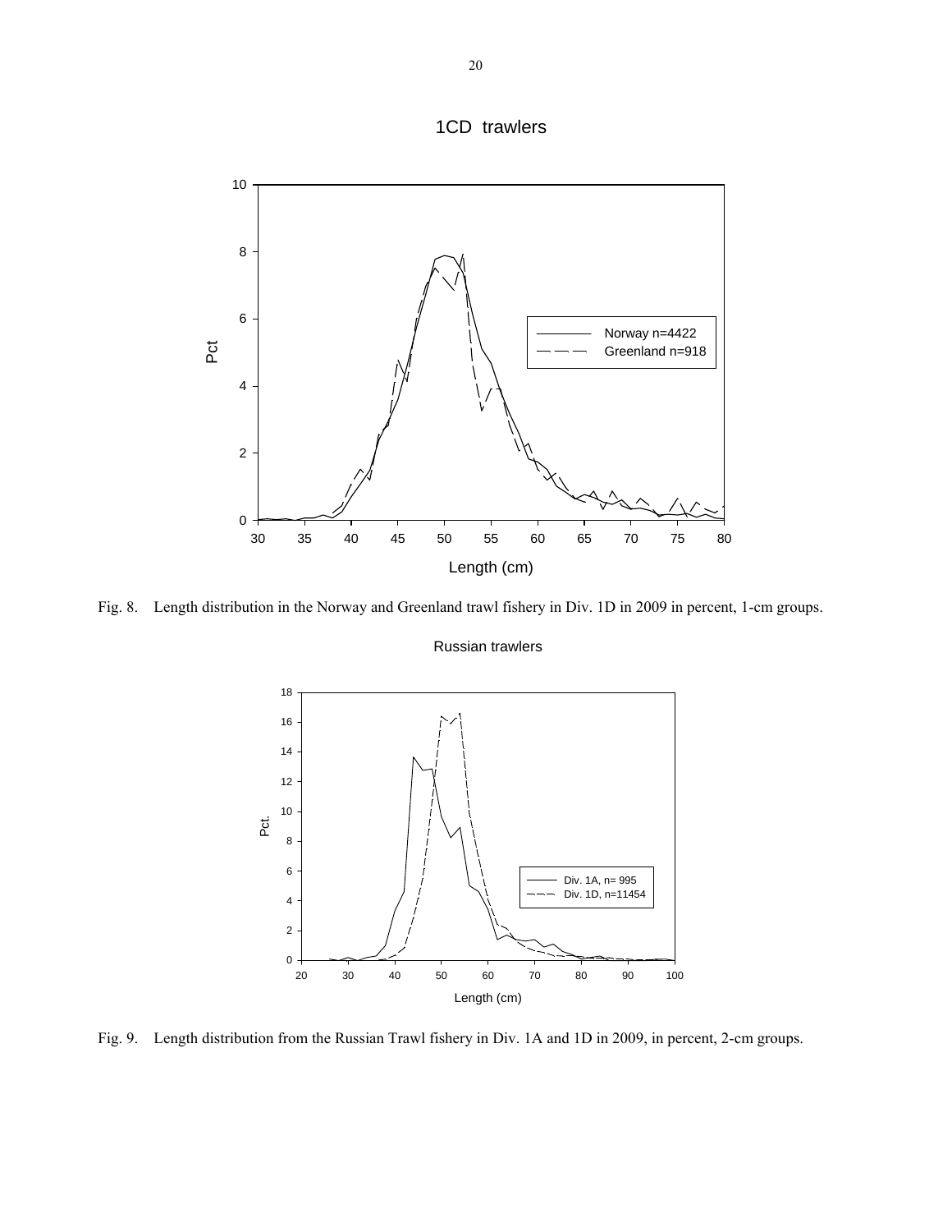1CD trawlers

Fig. 8. Length distribution in the Norway and Greenland trawl fishery in Div. 1D in 2009 in percent, 1-cm groups.

Russian trawlers

Fig. 9. Length distribution from the Russian Trawl fishery in Div. 1A and 1D in 2009, in percent, 2-cm groups.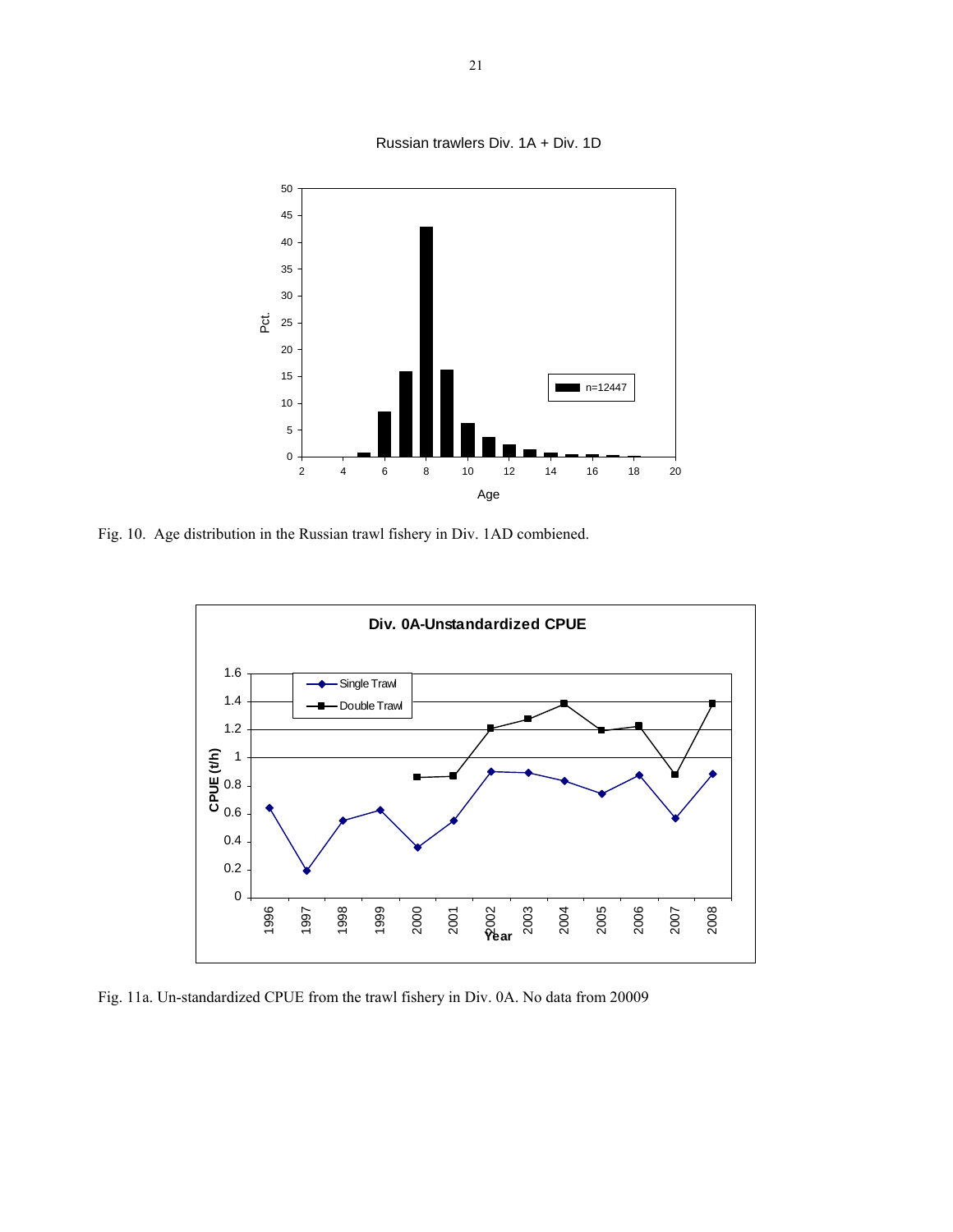Fig. 10. Age distribution in the Russian trawl fishery in Div. 1AD combiened.

Fig. 11a. Un-standardized CPUE from the trawl fishery in Div. 0A. No data from 20009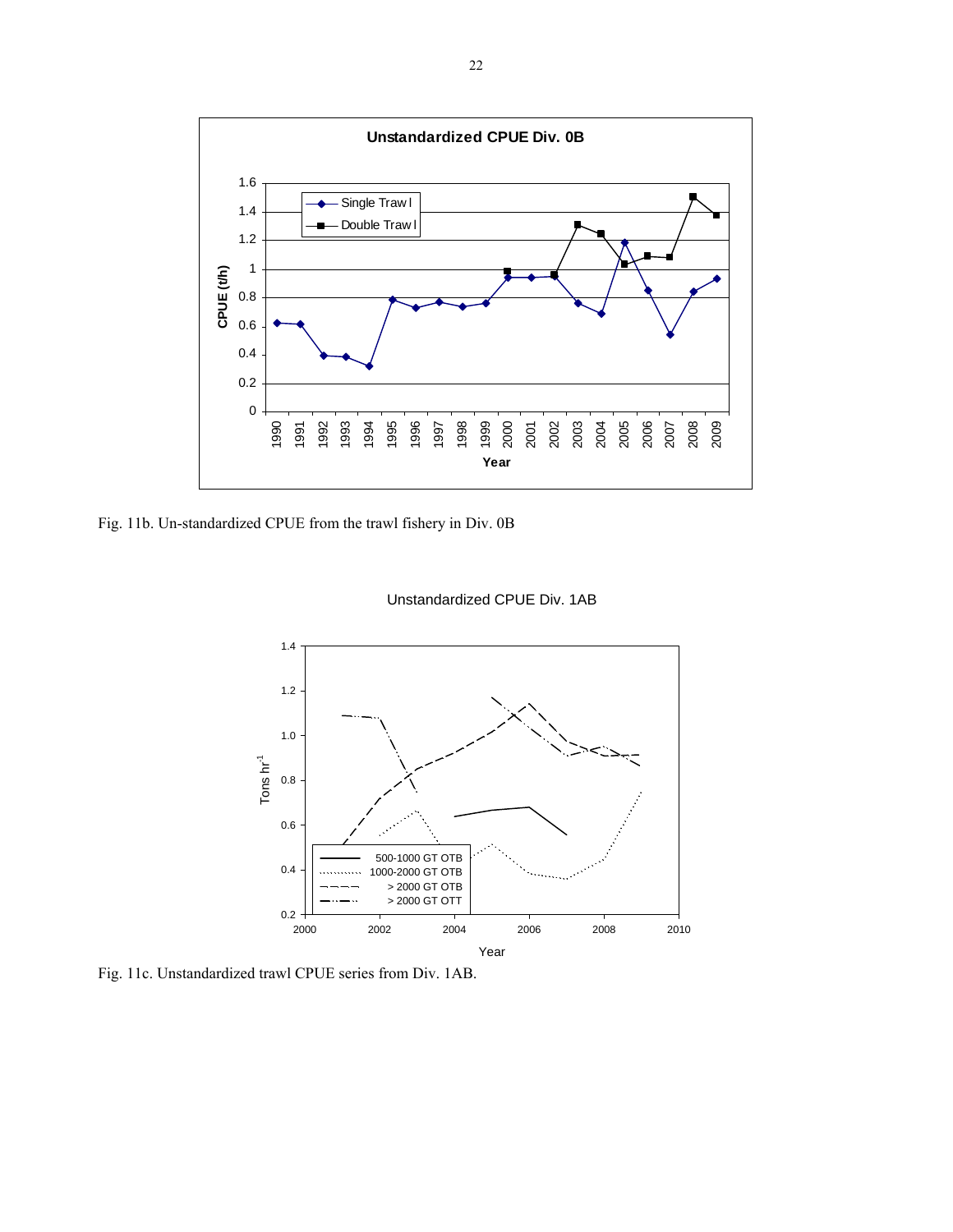Fig. 11b. Un-standardized CPUE from the trawl fishery in Div. 0B

Fig. 11c. Unstandardized trawl CPUE series from Div. 1AB.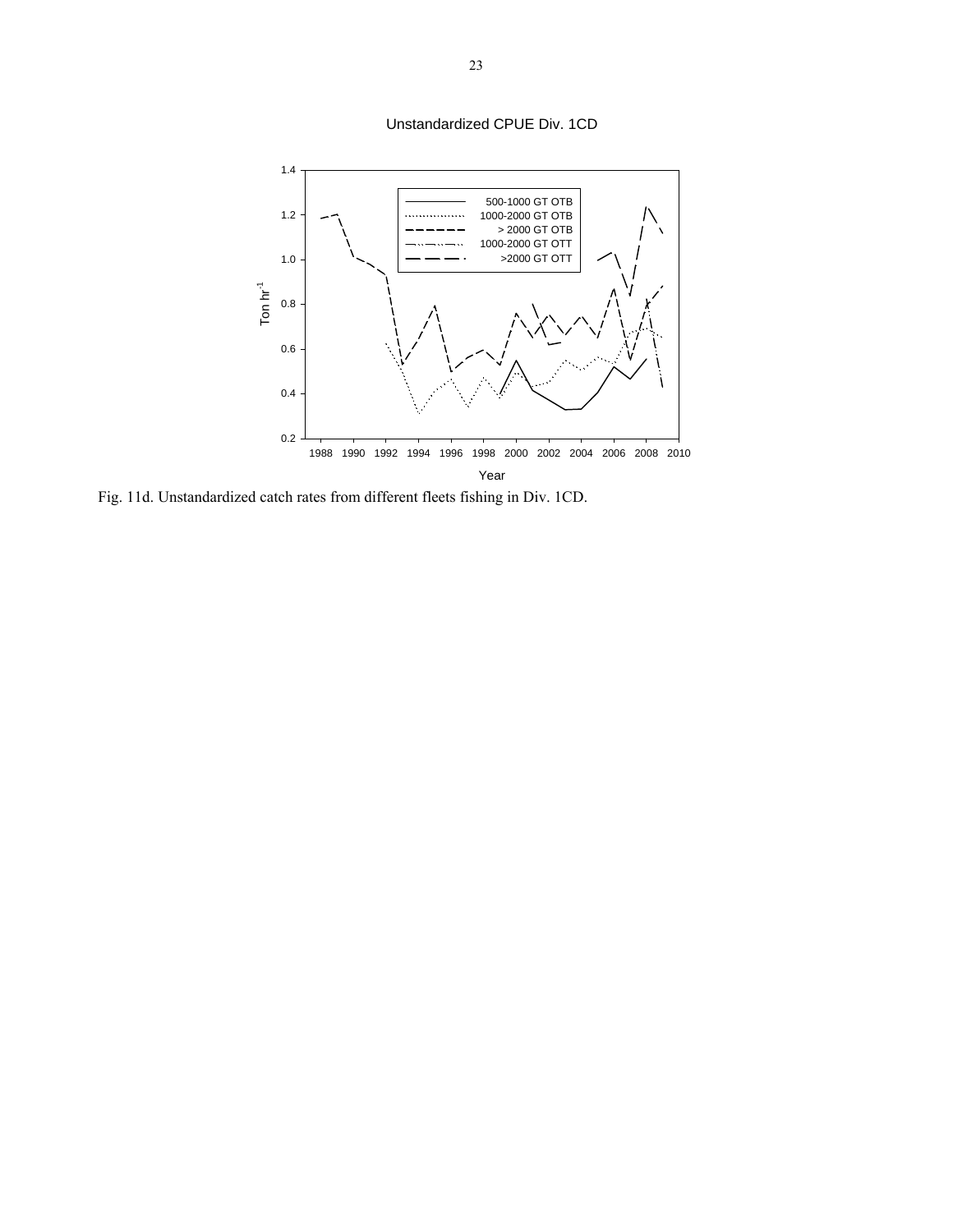Fig. 11d. Unstandardized catch rates from different fleets fishing in Div. 1CD.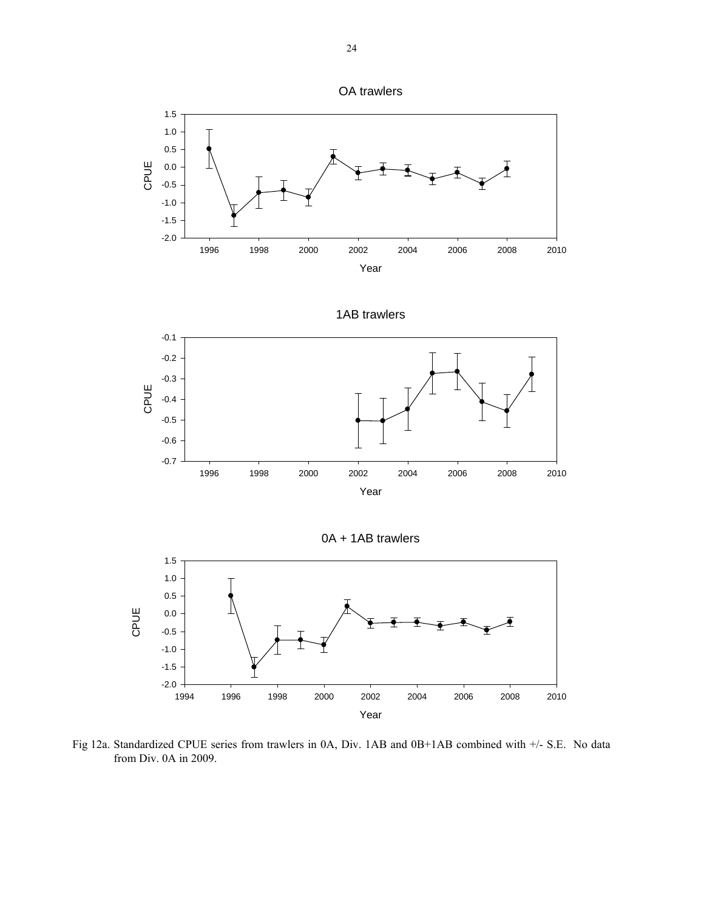Fig 12a. Standardized CPUE series from trawlers in 0A, Div. 1AB and 0B+1AB combined with +/- S.E. No data from Div. 0A in 2009.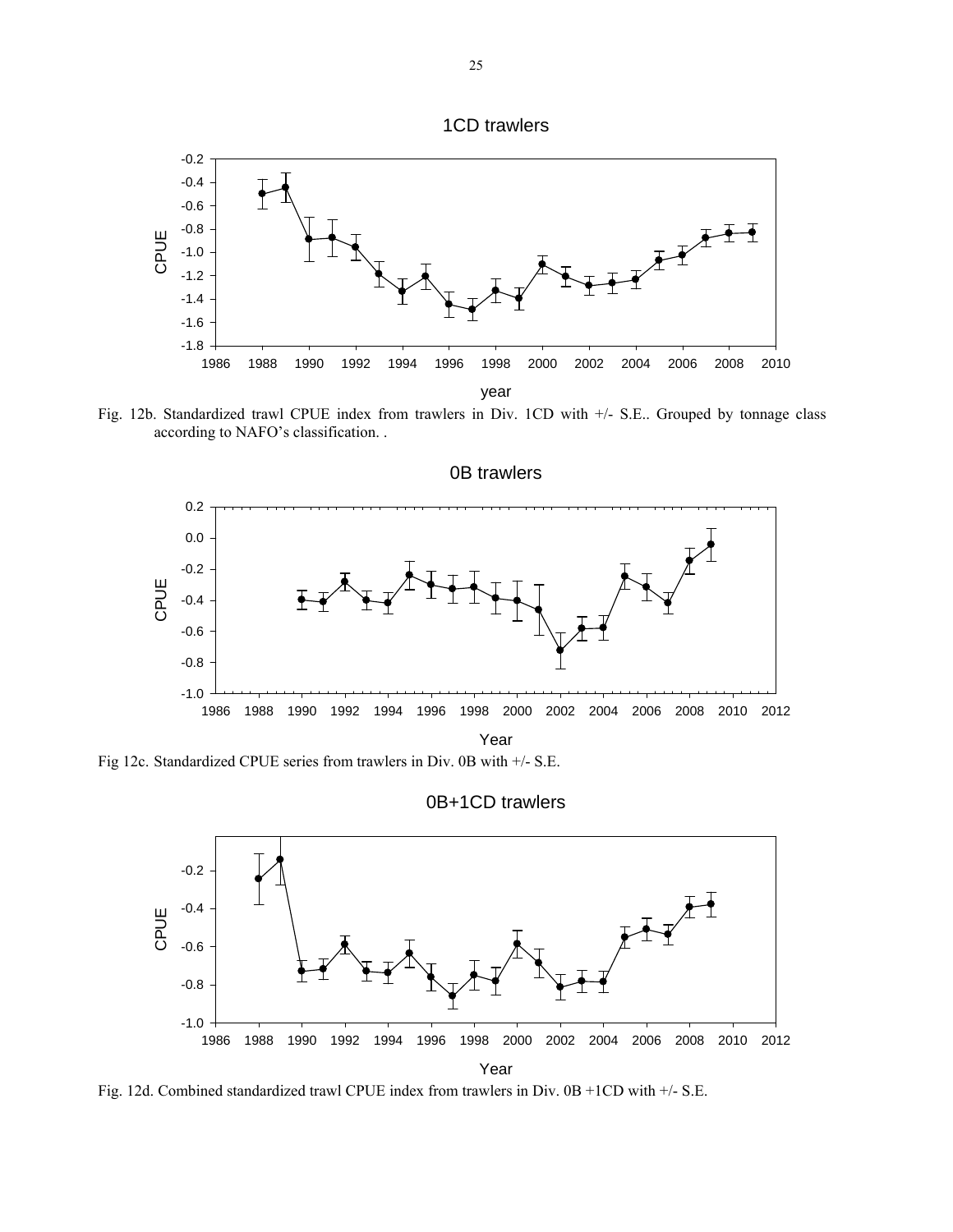Fig. 12b. Standardized trawl CPUE index from trawlers in Div. 1CD with +/- S.E.. Grouped by tonnage class according to NAFO's classification. .

Fig 12c. Standardized CPUE series from trawlers in Div. 0B with +/- S.E.

Fig. 12d. Combined standardized trawl CPUE index from trawlers in Div. 0B +1CD with +/- S.E.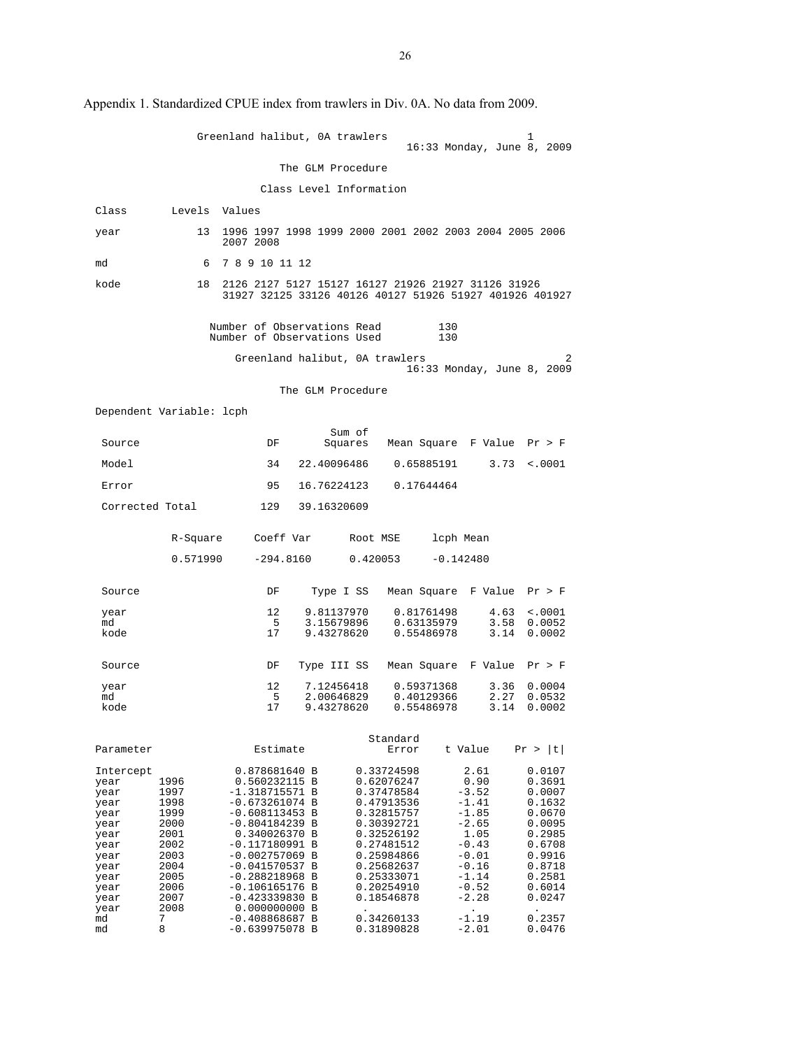Appendix 1. Standardized CPUE index from trawlers in Div. 0A. No data from 2009.

```
                 Greenland halibut, 0A trawlers                        1
                                              16:33 Monday, June 8, 2009

                             The GLM Procedure

                          Class Level Information

Class       Levels  Values

year            13  1996 1997 1998 1999 2000 2001 2002 2003 2004 2005 2006
                    2007 2008

md               6  7 8 9 10 11 12

kode            18  2126 2127 5127 15127 16127 21926 21927 31126 31926
                    31927 32125 33126 40126 40127 51926 51927 401926 401927


                   Number of Observations Read         130
                   Number of Observations Used         130

                       Greenland halibut, 0A trawlers                        2
                                              16:33 Monday, June 8, 2009

                             The GLM Procedure

Dependent Variable: lcph

                                        Sum of
 Source                      DF        Squares    Mean Square  F Value  Pr > F

 Model                       34    22.40096486     0.65885191     3.73  <.0001

 Error                       95    16.76224123     0.17644464

 Corrected Total            129    39.16320609


            R-Square     Coeff Var      Root MSE     lcph Mean

            0.571990     -294.8160      0.420053     -0.142480


 Source                      DF      Type I SS    Mean Square  F Value  Pr > F

 year                        12     9.81137970     0.81761498     4.63  <.0001
 md                           5     3.15679896     0.63135979     3.58  0.0052
 kode                        17     9.43278620     0.55486978     3.14  0.0002


 Source                      DF    Type III SS    Mean Square  F Value  Pr > F

 year                        12     7.12456418     0.59371368     3.36  0.0004
 md                           5     2.00646829     0.40129366     2.27  0.0532
 kode                        17     9.43278620     0.55486978     3.14  0.0002


                                                  Standard
Parameter                 Estimate                   Error    t Value    Pr > |t|

Intercept              0.878681640 B          0.33724598       2.61      0.0107
year      1996         0.560232115 B          0.62076247       0.90      0.3691
year      1997        -1.318715571 B          0.37478584      -3.52      0.0007
year      1998        -0.673261074 B          0.47913536      -1.41      0.1632
year      1999        -0.608113453 B          0.32815757      -1.85      0.0670
year      2000        -0.804184239 B          0.30392721      -2.65      0.0095
year      2001         0.340026370 B          0.32526192       1.05      0.2985
year      2002        -0.117180991 B          0.27481512      -0.43      0.6708
year      2003        -0.002757069 B          0.25984866      -0.01      0.9916
year      2004        -0.041570537 B          0.25682637      -0.16      0.8718
year      2005        -0.288218968 B          0.25333071      -1.14      0.2581
year      2006        -0.106165176 B          0.20254910      -0.52      0.6014
year      2007        -0.423339830 B          0.18546878      -2.28      0.0247
year      2008         0.000000000 B           .                .         .
md        7           -0.408868687 B          0.34260133      -1.19      0.2357
md        8           -0.639975078 B          0.31890828      -2.01      0.0476
```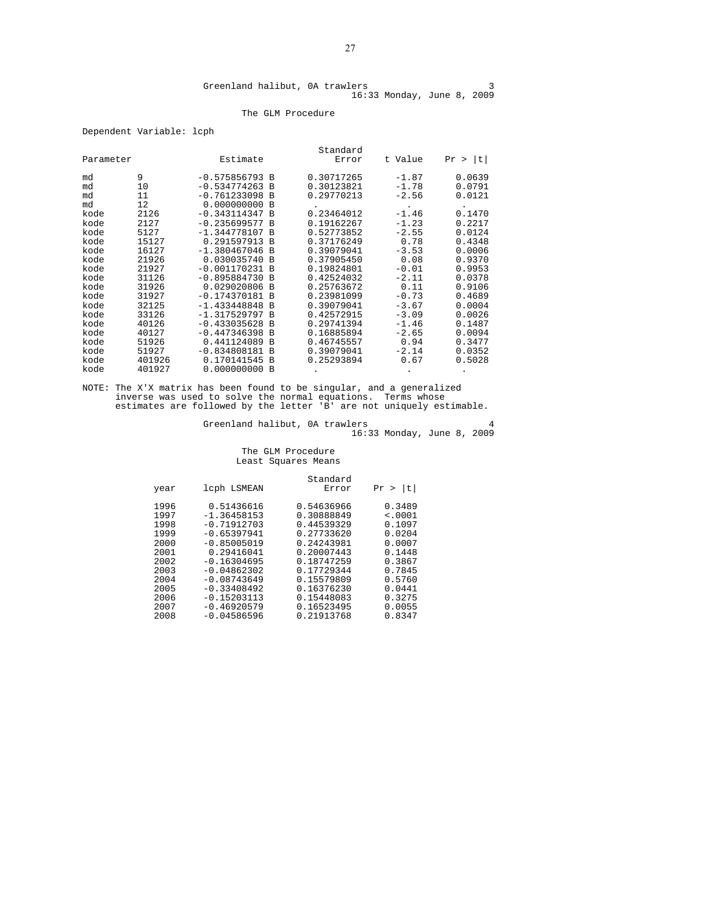Greenland halibut, 0A trawlers 3
16:33 Monday, June 8, 2009

The GLM Procedure

Dependent Variable: lcph

| Parameter | | Estimate | | Standard Error | t Value | Pr > \|t\| |
|---|---|---|---|---|---|---|
| md | 9 | -0.575856793 | B | 0.30717265 | -1.87 | 0.0639 |
| md | 10 | -0.534774263 | B | 0.30123821 | -1.78 | 0.0791 |
| md | 11 | -0.761233098 | B | 0.29770213 | -2.56 | 0.0121 |
| md | 12 | 0.000000000 | B | . | . | . |
| kode | 2126 | -0.343114347 | B | 0.23464012 | -1.46 | 0.1470 |
| kode | 2127 | -0.235699577 | B | 0.19162267 | -1.23 | 0.2217 |
| kode | 5127 | -1.344778107 | B | 0.52773852 | -2.55 | 0.0124 |
| kode | 15127 | 0.291597913 | B | 0.37176249 | 0.78 | 0.4348 |
| kode | 16127 | -1.380467046 | B | 0.39079041 | -3.53 | 0.0006 |
| kode | 21926 | 0.030035740 | B | 0.37905450 | 0.08 | 0.9370 |
| kode | 21927 | -0.001170231 | B | 0.19824801 | -0.01 | 0.9953 |
| kode | 31126 | -0.895884730 | B | 0.42524032 | -2.11 | 0.0378 |
| kode | 31926 | 0.029020806 | B | 0.25763672 | 0.11 | 0.9106 |
| kode | 31927 | -0.174370181 | B | 0.23981099 | -0.73 | 0.4689 |
| kode | 32125 | -1.433448848 | B | 0.39079041 | -3.67 | 0.0004 |
| kode | 33126 | -1.317529797 | B | 0.42572915 | -3.09 | 0.0026 |
| kode | 40126 | -0.433035628 | B | 0.29741394 | -1.46 | 0.1487 |
| kode | 40127 | -0.447346398 | B | 0.16885894 | -2.65 | 0.0094 |
| kode | 51926 | 0.441124089 | B | 0.46745557 | 0.94 | 0.3477 |
| kode | 51927 | -0.834808181 | B | 0.39079041 | -2.14 | 0.0352 |
| kode | 401926 | 0.170141545 | B | 0.25293894 | 0.67 | 0.5028 |
| kode | 401927 | 0.000000000 | B | . | . | . |

NOTE: The X'X matrix has been found to be singular, and a generalized inverse was used to solve the normal equations. Terms whose estimates are followed by the letter 'B' are not uniquely estimable.

Greenland halibut, 0A trawlers 4
16:33 Monday, June 8, 2009

The GLM Procedure
Least Squares Means

| year | lcph LSMEAN | Standard Error | Pr > \|t\| |
|---|---|---|---|
| 1996 | 0.51436616 | 0.54636966 | 0.3489 |
| 1997 | -1.36458153 | 0.30888849 | <.0001 |
| 1998 | -0.71912703 | 0.44539329 | 0.1097 |
| 1999 | -0.65397941 | 0.27733620 | 0.0204 |
| 2000 | -0.85005019 | 0.24243981 | 0.0007 |
| 2001 | 0.29416041 | 0.20007443 | 0.1448 |
| 2002 | -0.16304695 | 0.18747259 | 0.3867 |
| 2003 | -0.04862302 | 0.17729344 | 0.7845 |
| 2004 | -0.08743649 | 0.15579809 | 0.5760 |
| 2005 | -0.33408492 | 0.16376230 | 0.0441 |
| 2006 | -0.15203113 | 0.15448083 | 0.3275 |
| 2007 | -0.46920579 | 0.16523495 | 0.0055 |
| 2008 | -0.04586596 | 0.21913768 | 0.8347 |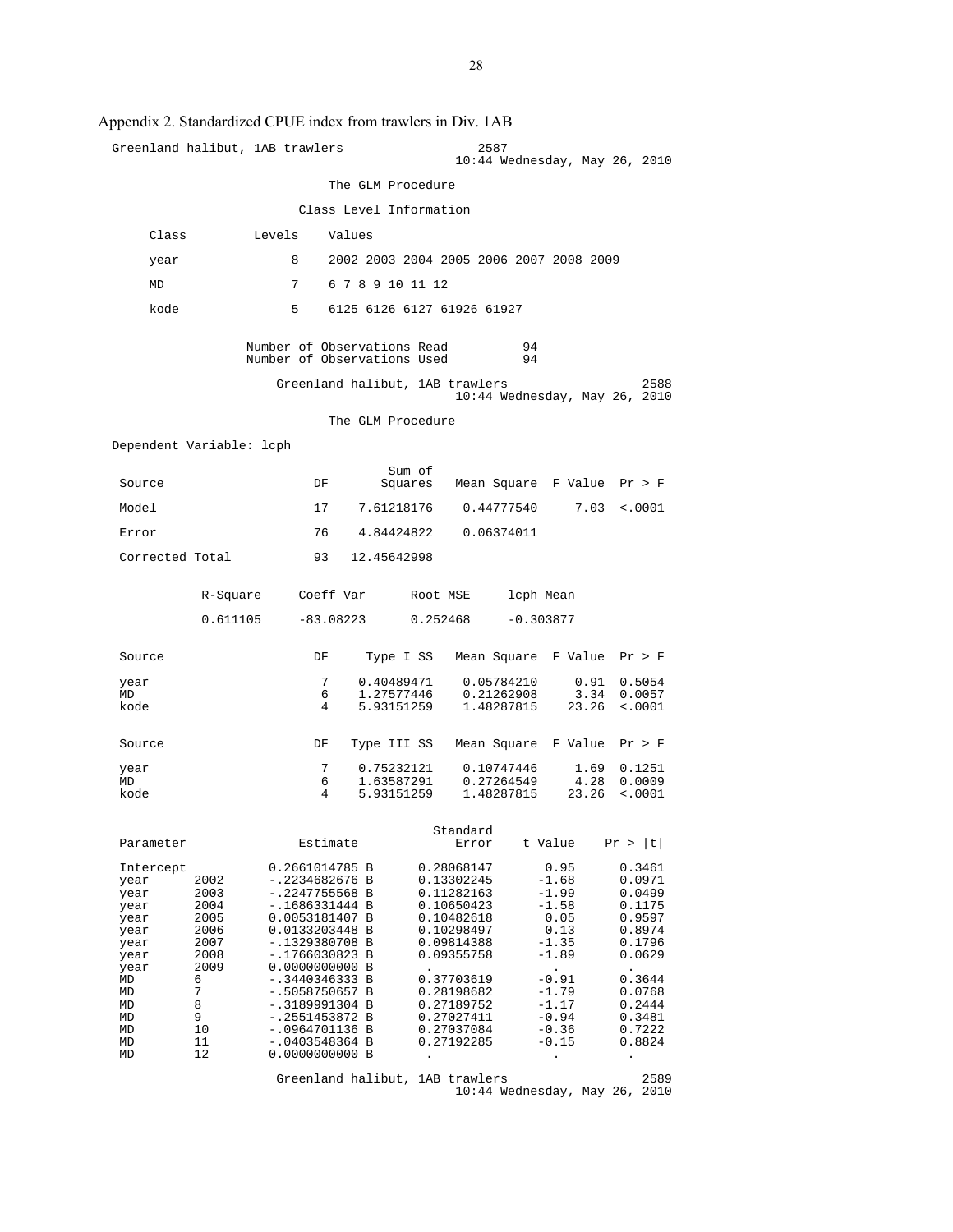## Appendix 2. Standardized CPUE index from trawlers in Div. 1AB

```
Greenland halibut, 1AB trawlers                    2587
                                   10:44 Wednesday, May 26, 2010

                      The GLM Procedure

                   Class Level Information

     Class         Levels    Values

     year               8    2002 2003 2004 2005 2006 2007 2008 2009

     MD                 7    6 7 8 9 10 11 12

     kode               5    6125 6126 6127 61926 61927


              Number of Observations Read          94
              Number of Observations Used          94

                 Greenland halibut, 1AB trawlers                   2588
                                   10:44 Wednesday, May 26, 2010

                      The GLM Procedure

Dependent Variable: lcph

                                   Sum of
 Source                   DF      Squares   Mean Square  F Value  Pr > F

 Model                    17   7.61218176    0.44777540     7.03  <.0001

 Error                    76   4.84424822    0.06374011

 Corrected Total          93  12.45642998


           R-Square     Coeff Var      Root MSE     lcph Mean

           0.611105     -83.08223      0.252468     -0.303877


 Source                   DF     Type I SS   Mean Square  F Value  Pr > F

 year                      7    0.40489471    0.05784210     0.91  0.5054
 MD                        6    1.27577446    0.21262908     3.34  0.0057
 kode                      4    5.93151259    1.48287815    23.26  <.0001


 Source                   DF   Type III SS   Mean Square  F Value  Pr > F

 year                      7    0.75232121    0.10747446     1.69  0.1251
 MD                        6    1.63587291    0.27264549     4.28  0.0009
 kode                      4    5.93151259    1.48287815    23.26  <.0001


                                             Standard
 Parameter              Estimate                Error    t Value    Pr > |t|

 Intercept          0.2661014785 B      0.28068147       0.95      0.3461
 year      2002     -.2234682676 B      0.13302245      -1.68      0.0971
 year      2003     -.2247755568 B      0.11282163      -1.99      0.0499
 year      2004     -.1686331444 B      0.10650423      -1.58      0.1175
 year      2005     0.0053181407 B      0.10482618       0.05      0.9597
 year      2006     0.0133203448 B      0.10298497       0.13      0.8974
 year      2007     -.1329380708 B      0.09814388      -1.35      0.1796
 year      2008     -.1766030823 B      0.09355758      -1.89      0.0629
 year      2009     0.0000000000 B       .                .          .
 MD        6        -.3440346333 B      0.37703619      -0.91      0.3644
 MD        7        -.5058750657 B      0.28198682      -1.79      0.0768
 MD        8        -.3189991304 B      0.27189752      -1.17      0.2444
 MD        9        -.2551453872 B      0.27027411      -0.94      0.3481
 MD        10       -.0964701136 B      0.27037084      -0.36      0.7222
 MD        11       -.0403548364 B      0.27192285      -0.15      0.8824
 MD        12       0.0000000000 B       .                .          .

                 Greenland halibut, 1AB trawlers                   2589
                                   10:44 Wednesday, May 26, 2010
```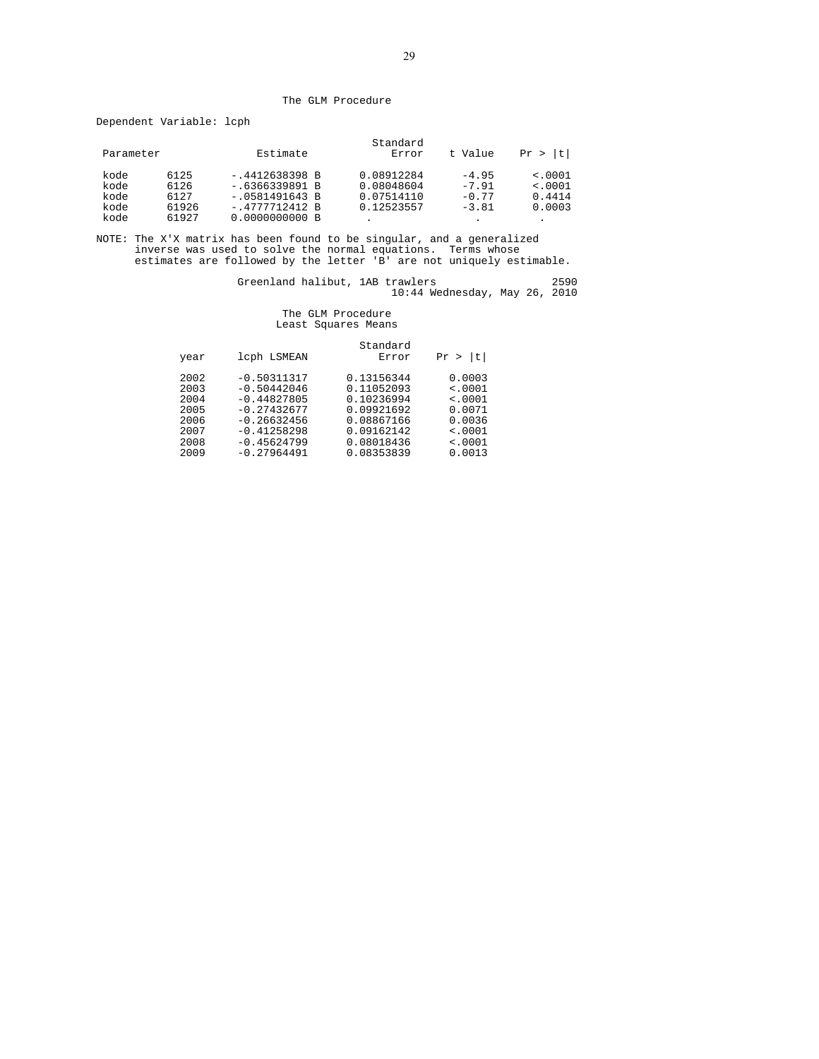The GLM Procedure

Dependent Variable: lcph

| Parameter | | Estimate | Standard Error | t Value | Pr > \|t\| |
|---|---|---|---|---|---|
| kode | 6125 | -.4412638398 B | 0.08912284 | -4.95 | <.0001 |
| kode | 6126 | -.6366339891 B | 0.08048604 | -7.91 | <.0001 |
| kode | 6127 | -.0581491643 B | 0.07514110 | -0.77 | 0.4414 |
| kode | 61926 | -.4777712412 B | 0.12523557 | -3.81 | 0.0003 |
| kode | 61927 | 0.0000000000 B | . | . | . |

NOTE: The X'X matrix has been found to be singular, and a generalized inverse was used to solve the normal equations. Terms whose estimates are followed by the letter 'B' are not uniquely estimable.

Greenland halibut, 1AB trawlers 2590
10:44 Wednesday, May 26, 2010

The GLM Procedure
Least Squares Means

| year | lcph LSMEAN | Standard Error | Pr > \|t\| |
|---|---|---|---|
| 2002 | -0.50311317 | 0.13156344 | 0.0003 |
| 2003 | -0.50442046 | 0.11052093 | <.0001 |
| 2004 | -0.44827805 | 0.10236994 | <.0001 |
| 2005 | -0.27432677 | 0.09921692 | 0.0071 |
| 2006 | -0.26632456 | 0.08867166 | 0.0036 |
| 2007 | -0.41258298 | 0.09162142 | <.0001 |
| 2008 | -0.45624799 | 0.08018436 | <.0001 |
| 2009 | -0.27964491 | 0.08353839 | 0.0013 |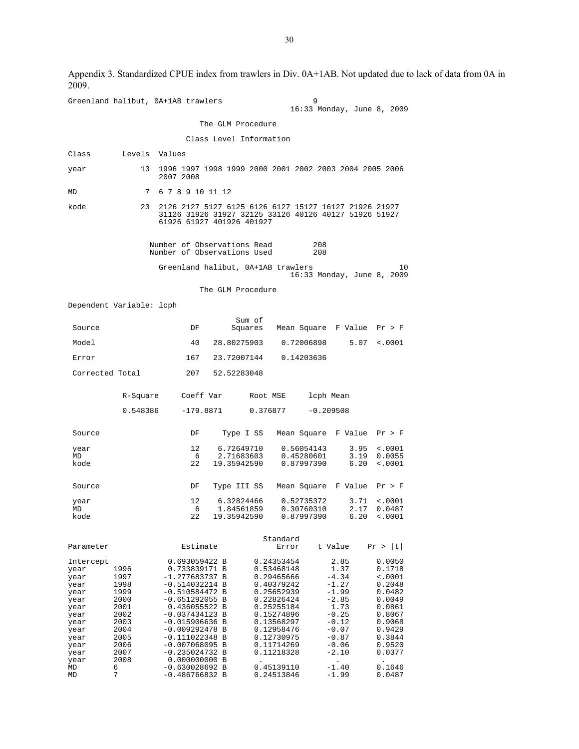Appendix 3. Standardized CPUE index from trawlers in Div. 0A+1AB. Not updated due to lack of data from 0A in 2009.

```
Greenland halibut, 0A+1AB trawlers                    9
                                          16:33 Monday, June 8, 2009

                         The GLM Procedure

                      Class Level Information

Class       Levels  Values

year            13  1996 1997 1998 1999 2000 2001 2002 2003 2004 2005 2006
                    2007 2008

MD               7  6 7 8 9 10 11 12

kode            23  2126 2127 5127 6125 6126 6127 15127 16127 21926 21927
                    31126 31926 31927 32125 33126 40126 40127 51926 51927
                    61926 61927 401926 401927


                  Number of Observations Read         208
                  Number of Observations Used         208

                    Greenland halibut, 0A+1AB trawlers                    10
                                          16:33 Monday, June 8, 2009

                         The GLM Procedure

Dependent Variable: lcph

                                      Sum of
 Source                     DF       Squares   Mean Square  F Value  Pr > F

 Model                      40   28.80275903    0.72006898     5.07  <.0001

 Error                     167   23.72007144    0.14203636

 Corrected Total           207   52.52283048


           R-Square     Coeff Var      Root MSE     lcph Mean

           0.548386     -179.8871      0.376877     -0.209508


 Source                     DF     Type I SS   Mean Square  F Value  Pr > F

 year                       12    6.72649710    0.56054143     3.95  <.0001
 MD                          6    2.71683603    0.45280601     3.19  0.0055
 kode                       22   19.35942590    0.87997390     6.20  <.0001


 Source                     DF   Type III SS   Mean Square  F Value  Pr > F

 year                       12    6.32824466    0.52735372     3.71  <.0001
 MD                          6    1.84561859    0.30760310     2.17  0.0487
 kode                       22   19.35942590    0.87997390     6.20  <.0001


                                                 Standard
Parameter                Estimate                   Error    t Value    Pr > |t|

Intercept             0.693059422 B          0.24353454       2.85      0.0050
year      1996        0.733839171 B          0.53468148       1.37      0.1718
year      1997       -1.277683737 B          0.29465666      -4.34      <.0001
year      1998       -0.514032214 B          0.40379242      -1.27      0.2048
year      1999       -0.510584472 B          0.25652939      -1.99      0.0482
year      2000       -0.651292055 B          0.22826424      -2.85      0.0049
year      2001        0.436055522 B          0.25255184       1.73      0.0861
year      2002       -0.037434123 B          0.15274896      -0.25      0.8067
year      2003       -0.015906636 B          0.13568297      -0.12      0.9068
year      2004       -0.009292478 B          0.12958476      -0.07      0.9429
year      2005       -0.111022348 B          0.12730975      -0.87      0.3844
year      2006       -0.007068095 B          0.11714269      -0.06      0.9520
year      2007       -0.235024732 B          0.11218328      -2.10      0.0377
year      2008        0.000000000 B           .                .         .
MD        6          -0.630028692 B          0.45139110      -1.40      0.1646
MD        7          -0.486766832 B          0.24513846      -1.99      0.0487
```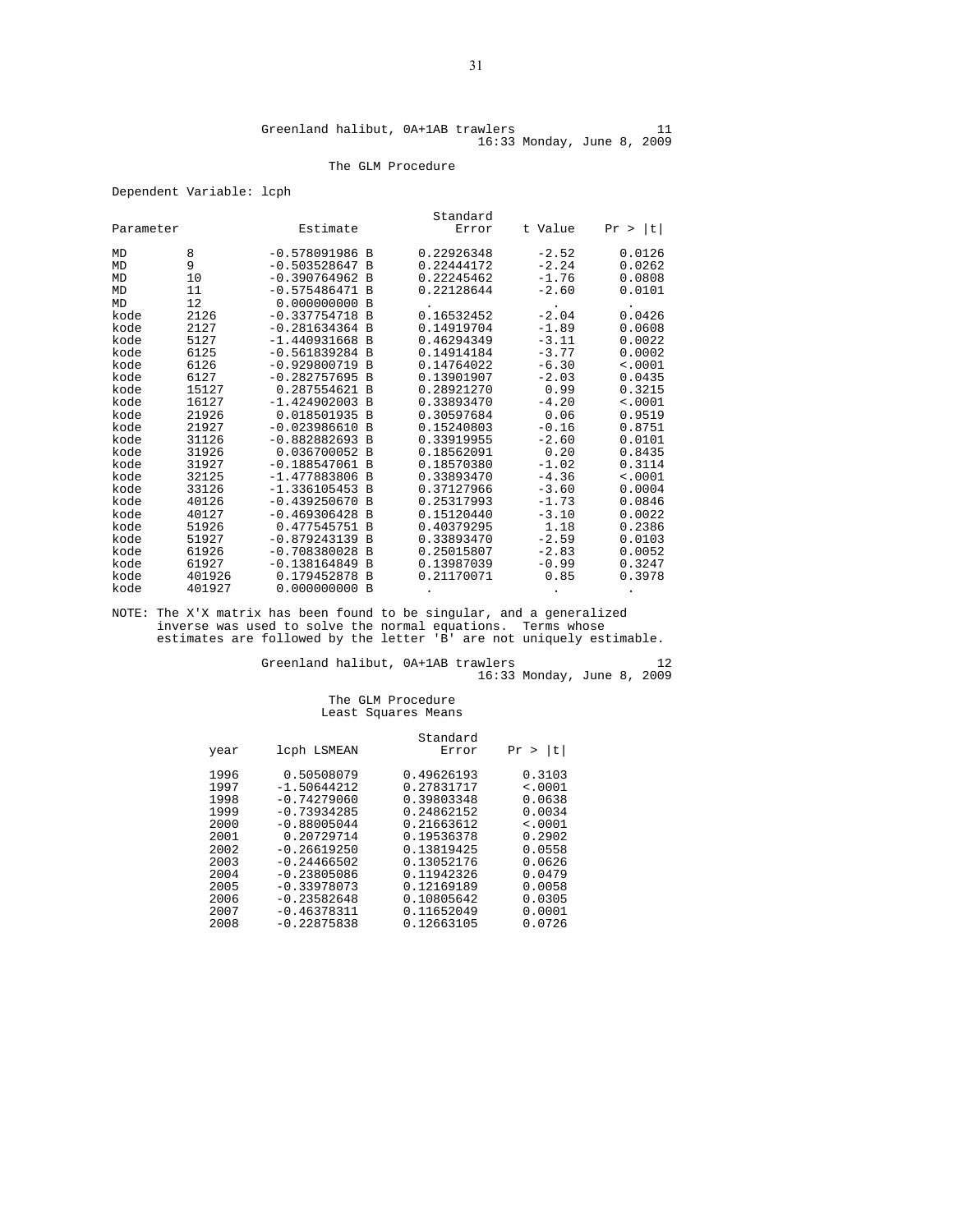Greenland halibut, 0A+1AB trawlers 11
16:33 Monday, June 8, 2009

The GLM Procedure

Dependent Variable: lcph

| Parameter | | Estimate | | Standard Error | t Value | Pr > \|t\| |
|---|---|---|---|---|---|---|
| MD | 8 | -0.578091986 | B | 0.22926348 | -2.52 | 0.0126 |
| MD | 9 | -0.503528647 | B | 0.22444172 | -2.24 | 0.0262 |
| MD | 10 | -0.390764962 | B | 0.22245462 | -1.76 | 0.0808 |
| MD | 11 | -0.575486471 | B | 0.22128644 | -2.60 | 0.0101 |
| MD | 12 | 0.000000000 | B | . | . | . |
| kode | 2126 | -0.337754718 | B | 0.16532452 | -2.04 | 0.0426 |
| kode | 2127 | -0.281634364 | B | 0.14919704 | -1.89 | 0.0608 |
| kode | 5127 | -1.440931668 | B | 0.46294349 | -3.11 | 0.0022 |
| kode | 6125 | -0.561839284 | B | 0.14914184 | -3.77 | 0.0002 |
| kode | 6126 | -0.929800719 | B | 0.14764022 | -6.30 | <.0001 |
| kode | 6127 | -0.282757695 | B | 0.13901907 | -2.03 | 0.0435 |
| kode | 15127 | 0.287554621 | B | 0.28921270 | 0.99 | 0.3215 |
| kode | 16127 | -1.424902003 | B | 0.33893470 | -4.20 | <.0001 |
| kode | 21926 | 0.018501935 | B | 0.30597684 | 0.06 | 0.9519 |
| kode | 21927 | -0.023986610 | B | 0.15240803 | -0.16 | 0.8751 |
| kode | 31126 | -0.882882693 | B | 0.33919955 | -2.60 | 0.0101 |
| kode | 31926 | 0.036700052 | B | 0.18562091 | 0.20 | 0.8435 |
| kode | 31927 | -0.188547061 | B | 0.18570380 | -1.02 | 0.3114 |
| kode | 32125 | -1.477883806 | B | 0.33893470 | -4.36 | <.0001 |
| kode | 33126 | -1.336105453 | B | 0.37127966 | -3.60 | 0.0004 |
| kode | 40126 | -0.439250670 | B | 0.25317993 | -1.73 | 0.0846 |
| kode | 40127 | -0.469306428 | B | 0.15120440 | -3.10 | 0.0022 |
| kode | 51926 | 0.477545751 | B | 0.40379295 | 1.18 | 0.2386 |
| kode | 51927 | -0.879243139 | B | 0.33893470 | -2.59 | 0.0103 |
| kode | 61926 | -0.708380028 | B | 0.25015807 | -2.83 | 0.0052 |
| kode | 61927 | -0.138164849 | B | 0.13987039 | -0.99 | 0.3247 |
| kode | 401926 | 0.179452878 | B | 0.21170071 | 0.85 | 0.3978 |
| kode | 401927 | 0.000000000 | B | . | . | . |

NOTE: The X'X matrix has been found to be singular, and a generalized inverse was used to solve the normal equations. Terms whose estimates are followed by the letter 'B' are not uniquely estimable.

Greenland halibut, 0A+1AB trawlers 12
16:33 Monday, June 8, 2009

The GLM Procedure
Least Squares Means

| year | lcph LSMEAN | Standard Error | Pr > \|t\| |
|---|---|---|---|
| 1996 | 0.50508079 | 0.49626193 | 0.3103 |
| 1997 | -1.50644212 | 0.27831717 | <.0001 |
| 1998 | -0.74279060 | 0.39803348 | 0.0638 |
| 1999 | -0.73934285 | 0.24862152 | 0.0034 |
| 2000 | -0.88005044 | 0.21663612 | <.0001 |
| 2001 | 0.20729714 | 0.19536378 | 0.2902 |
| 2002 | -0.26619250 | 0.13819425 | 0.0558 |
| 2003 | -0.24466502 | 0.13052176 | 0.0626 |
| 2004 | -0.23805086 | 0.11942326 | 0.0479 |
| 2005 | -0.33978073 | 0.12169189 | 0.0058 |
| 2006 | -0.23582648 | 0.10805642 | 0.0305 |
| 2007 | -0.46378311 | 0.11652049 | 0.0001 |
| 2008 | -0.22875838 | 0.12663105 | 0.0726 |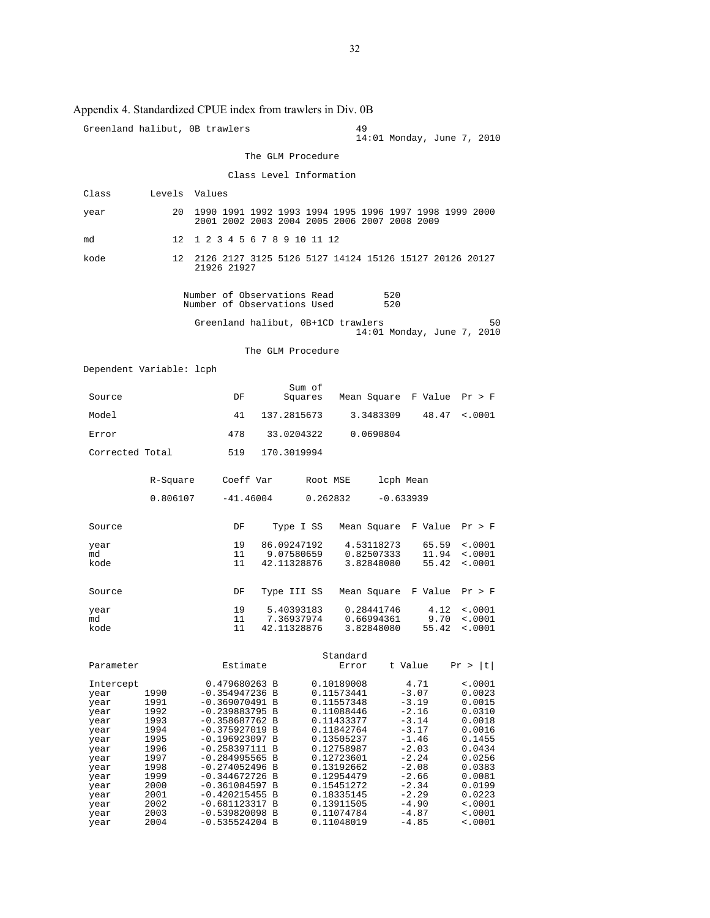Appendix 4. Standardized CPUE index from trawlers in Div. 0B

```
Greenland halibut, 0B trawlers                    49
                                                  14:01 Monday, June 7, 2010

                        The GLM Procedure

                     Class Level Information

Class       Levels  Values

year            20  1990 1991 1992 1993 1994 1995 1996 1997 1998 1999 2000
                    2001 2002 2003 2004 2005 2006 2007 2008 2009

md              12  1 2 3 4 5 6 7 8 9 10 11 12

kode            12  2126 2127 3125 5126 5127 14124 15126 15127 20126 20127
                    21926 21927


                Number of Observations Read         520
                Number of Observations Used         520

                  Greenland halibut, 0B+1CD trawlers                    50
                                                  14:01 Monday, June 7, 2010

                        The GLM Procedure

Dependent Variable: lcph

                                     Sum of
 Source                  DF         Squares   Mean Square  F Value  Pr > F

 Model                   41     137.2815673     3.3483309    48.47  <.0001

 Error                  478      33.0204322     0.0690804

 Corrected Total        519     170.3019994


          R-Square     Coeff Var      Root MSE     lcph Mean

          0.806107     -41.46004      0.262832     -0.633939


 Source                  DF       Type I SS   Mean Square  F Value  Pr > F

 year                    19     86.09247192    4.53118273    65.59  <.0001
 md                      11      9.07580659    0.82507333    11.94  <.0001
 kode                    11     42.11328876    3.82848080    55.42  <.0001


 Source                  DF     Type III SS   Mean Square  F Value  Pr > F

 year                    19      5.40393183    0.28441746     4.12  <.0001
 md                      11      7.36937974    0.66994361     9.70  <.0001
 kode                    11     42.11328876    3.82848080    55.42  <.0001


                                                 Standard
 Parameter               Estimate                   Error    t Value    Pr > |t|

 Intercept            0.479680263 B          0.10189008       4.71      <.0001
 year      1990      -0.354947236 B          0.11573441      -3.07      0.0023
 year      1991      -0.369070491 B          0.11557348      -3.19      0.0015
 year      1992      -0.239883795 B          0.11088446      -2.16      0.0310
 year      1993      -0.358687762 B          0.11433377      -3.14      0.0018
 year      1994      -0.375927019 B          0.11842764      -3.17      0.0016
 year      1995      -0.196923097 B          0.13505237      -1.46      0.1455
 year      1996      -0.258397111 B          0.12758987      -2.03      0.0434
 year      1997      -0.284995565 B          0.12723601      -2.24      0.0256
 year      1998      -0.274052496 B          0.13192662      -2.08      0.0383
 year      1999      -0.344672726 B          0.12954479      -2.66      0.0081
 year      2000      -0.361084597 B          0.15451272      -2.34      0.0199
 year      2001      -0.420215455 B          0.18335145      -2.29      0.0223
 year      2002      -0.681123317 B          0.13911505      -4.90      <.0001
 year      2003      -0.539820098 B          0.11074784      -4.87      <.0001
 year      2004      -0.535524204 B          0.11048019      -4.85      <.0001
```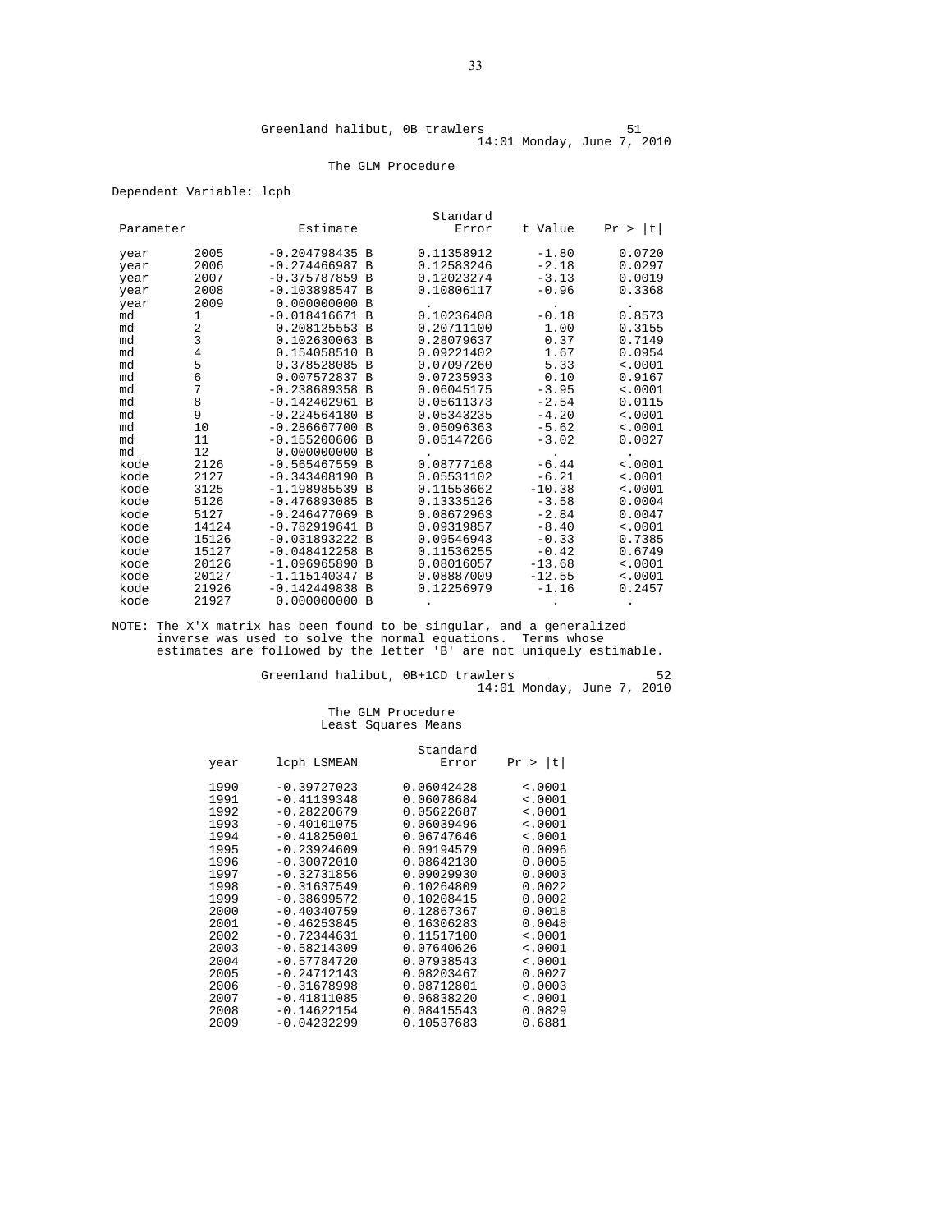Greenland halibut, 0B trawlers 51
14:01 Monday, June 7, 2010

The GLM Procedure

Dependent Variable: lcph

| Parameter | | Estimate | | Standard Error | t Value | Pr > \|t\| |
|---|---|---|---|---|---|---|
| year | 2005 | -0.204798435 | B | 0.11358912 | -1.80 | 0.0720 |
| year | 2006 | -0.274466987 | B | 0.12583246 | -2.18 | 0.0297 |
| year | 2007 | -0.375787859 | B | 0.12023274 | -3.13 | 0.0019 |
| year | 2008 | -0.103898547 | B | 0.10806117 | -0.96 | 0.3368 |
| year | 2009 | 0.000000000 | B | . | . | . |
| md | 1 | -0.018416671 | B | 0.10236408 | -0.18 | 0.8573 |
| md | 2 | 0.208125553 | B | 0.20711100 | 1.00 | 0.3155 |
| md | 3 | 0.102630063 | B | 0.28079637 | 0.37 | 0.7149 |
| md | 4 | 0.154058510 | B | 0.09221402 | 1.67 | 0.0954 |
| md | 5 | 0.378528085 | B | 0.07097260 | 5.33 | <.0001 |
| md | 6 | 0.007572837 | B | 0.07235933 | 0.10 | 0.9167 |
| md | 7 | -0.238689358 | B | 0.06045175 | -3.95 | <.0001 |
| md | 8 | -0.142402961 | B | 0.05611373 | -2.54 | 0.0115 |
| md | 9 | -0.224564180 | B | 0.05343235 | -4.20 | <.0001 |
| md | 10 | -0.286667700 | B | 0.05096363 | -5.62 | <.0001 |
| md | 11 | -0.155200606 | B | 0.05147266 | -3.02 | 0.0027 |
| md | 12 | 0.000000000 | B | . | . | . |
| kode | 2126 | -0.565467559 | B | 0.08777168 | -6.44 | <.0001 |
| kode | 2127 | -0.343408190 | B | 0.05531102 | -6.21 | <.0001 |
| kode | 3125 | -1.198985539 | B | 0.11553662 | -10.38 | <.0001 |
| kode | 5126 | -0.476893085 | B | 0.13335126 | -3.58 | 0.0004 |
| kode | 5127 | -0.246477069 | B | 0.08672963 | -2.84 | 0.0047 |
| kode | 14124 | -0.782919641 | B | 0.09319857 | -8.40 | <.0001 |
| kode | 15126 | -0.031893222 | B | 0.09546943 | -0.33 | 0.7385 |
| kode | 15127 | -0.048412258 | B | 0.11536255 | -0.42 | 0.6749 |
| kode | 20126 | -1.096965890 | B | 0.08016057 | -13.68 | <.0001 |
| kode | 20127 | -1.115140347 | B | 0.08887009 | -12.55 | <.0001 |
| kode | 21926 | -0.142449838 | B | 0.12256979 | -1.16 | 0.2457 |
| kode | 21927 | 0.000000000 | B | . | . | . |

NOTE: The X'X matrix has been found to be singular, and a generalized inverse was used to solve the normal equations. Terms whose estimates are followed by the letter 'B' are not uniquely estimable.

Greenland halibut, 0B+1CD trawlers 52
14:01 Monday, June 7, 2010

The GLM Procedure
Least Squares Means

| year | lcph LSMEAN | Standard Error | Pr > \|t\| |
|---|---|---|---|
| 1990 | -0.39727023 | 0.06042428 | <.0001 |
| 1991 | -0.41139348 | 0.06078684 | <.0001 |
| 1992 | -0.28220679 | 0.05622687 | <.0001 |
| 1993 | -0.40101075 | 0.06039496 | <.0001 |
| 1994 | -0.41825001 | 0.06747646 | <.0001 |
| 1995 | -0.23924609 | 0.09194579 | 0.0096 |
| 1996 | -0.30072010 | 0.08642130 | 0.0005 |
| 1997 | -0.32731856 | 0.09029930 | 0.0003 |
| 1998 | -0.31637549 | 0.10264809 | 0.0022 |
| 1999 | -0.38699572 | 0.10208415 | 0.0002 |
| 2000 | -0.40340759 | 0.12867367 | 0.0018 |
| 2001 | -0.46253845 | 0.16306283 | 0.0048 |
| 2002 | -0.72344631 | 0.11517100 | <.0001 |
| 2003 | -0.58214309 | 0.07640626 | <.0001 |
| 2004 | -0.57784720 | 0.07938543 | <.0001 |
| 2005 | -0.24712143 | 0.08203467 | 0.0027 |
| 2006 | -0.31678998 | 0.08712801 | 0.0003 |
| 2007 | -0.41811085 | 0.06838220 | <.0001 |
| 2008 | -0.14622154 | 0.08415543 | 0.0829 |
| 2009 | -0.04232299 | 0.10537683 | 0.6881 |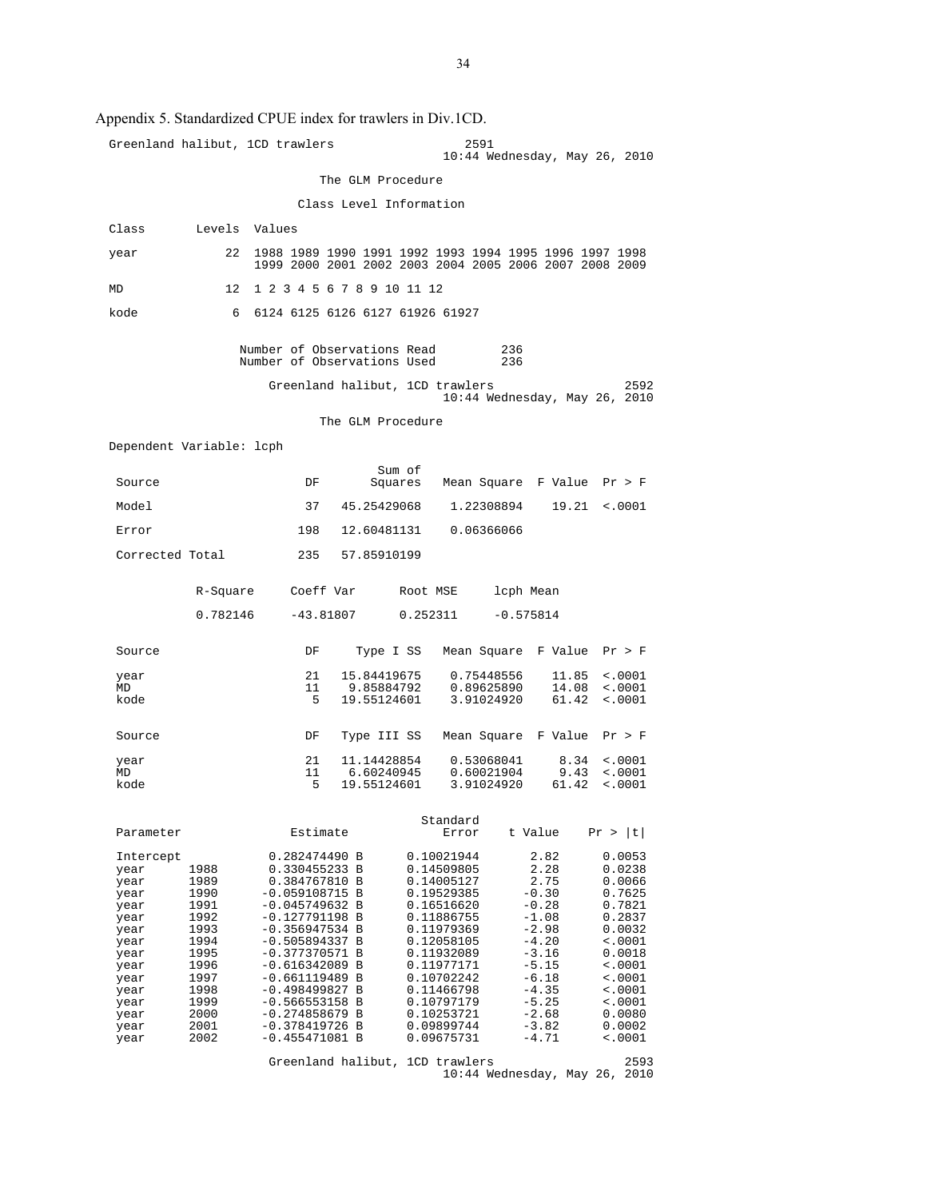Appendix 5. Standardized CPUE index for trawlers in Div.1CD.

```
Greenland halibut, 1CD trawlers                    2591
                                   10:44 Wednesday, May 26, 2010

                         The GLM Procedure

                      Class Level Information

Class       Levels  Values

year            22  1988 1989 1990 1991 1992 1993 1994 1995 1996 1997 1998
                    1999 2000 2001 2002 2003 2004 2005 2006 2007 2008 2009

MD              12  1 2 3 4 5 6 7 8 9 10 11 12

kode             6  6124 6125 6126 6127 61926 61927


                Number of Observations Read         236
                Number of Observations Used         236

                    Greenland halibut, 1CD trawlers                    2592
                                   10:44 Wednesday, May 26, 2010

                         The GLM Procedure

Dependent Variable: lcph

                                       Sum of
 Source                     DF        Squares   Mean Square  F Value  Pr > F

 Model                      37    45.25429068    1.22308894    19.21  <.0001

 Error                     198    12.60481131    0.06366066

 Corrected Total           235    57.85910199


            R-Square     Coeff Var      Root MSE     lcph Mean

            0.782146     -43.81807      0.252311     -0.575814


 Source                     DF      Type I SS   Mean Square  F Value  Pr > F

 year                       21    15.84419675    0.75448556    11.85  <.0001
 MD                         11     9.85884792    0.89625890    14.08  <.0001
 kode                        5    19.55124601    3.91024920    61.42  <.0001


 Source                     DF    Type III SS   Mean Square  F Value  Pr > F

 year                       21    11.14428854    0.53068041     8.34  <.0001
 MD                         11     6.60240945    0.60021904     9.43  <.0001
 kode                        5    19.55124601    3.91024920    61.42  <.0001


                                                 Standard
 Parameter                 Estimate                 Error    t Value    Pr > |t|

 Intercept              0.282474490 B          0.10021944       2.82      0.0053
 year      1988         0.330455233 B          0.14509805       2.28      0.0238
 year      1989         0.384767810 B          0.14005127       2.75      0.0066
 year      1990        -0.059108715 B          0.19529385      -0.30      0.7625
 year      1991        -0.045749632 B          0.16516620      -0.28      0.7821
 year      1992        -0.127791198 B          0.11886755      -1.08      0.2837
 year      1993        -0.356947534 B          0.11979369      -2.98      0.0032
 year      1994        -0.505894337 B          0.12058105      -4.20      <.0001
 year      1995        -0.377370571 B          0.11932089      -3.16      0.0018
 year      1996        -0.616342089 B          0.11977171      -5.15      <.0001
 year      1997        -0.661119489 B          0.10702242      -6.18      <.0001
 year      1998        -0.498499827 B          0.11466798      -4.35      <.0001
 year      1999        -0.566553158 B          0.10797179      -5.25      <.0001
 year      2000        -0.274858679 B          0.10253721      -2.68      0.0080
 year      2001        -0.378419726 B          0.09899744      -3.82      0.0002
 year      2002        -0.455471081 B          0.09675731      -4.71      <.0001

                    Greenland halibut, 1CD trawlers                    2593
                                   10:44 Wednesday, May 26, 2010
```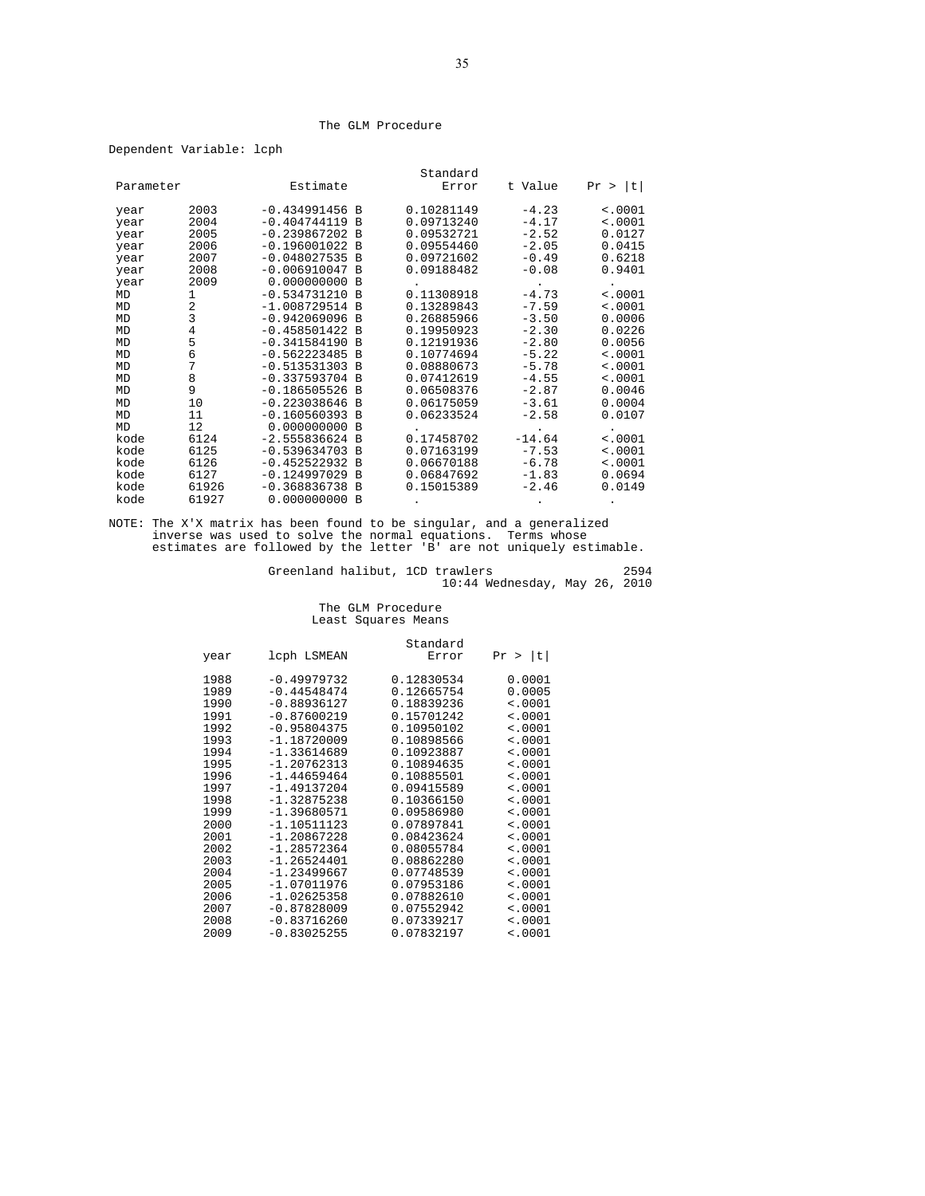The GLM Procedure

Dependent Variable: lcph

| Parameter | | Estimate | | Standard Error | t Value | Pr > \|t\| |
|---|---|---|---|---|---|---|
| year | 2003 | -0.434991456 | B | 0.10281149 | -4.23 | <.0001 |
| year | 2004 | -0.404744119 | B | 0.09713240 | -4.17 | <.0001 |
| year | 2005 | -0.239867202 | B | 0.09532721 | -2.52 | 0.0127 |
| year | 2006 | -0.196001022 | B | 0.09554460 | -2.05 | 0.0415 |
| year | 2007 | -0.048027535 | B | 0.09721602 | -0.49 | 0.6218 |
| year | 2008 | -0.006910047 | B | 0.09188482 | -0.08 | 0.9401 |
| year | 2009 | 0.000000000 | B | . | . | . |
| MD | 1 | -0.534731210 | B | 0.11308918 | -4.73 | <.0001 |
| MD | 2 | -1.008729514 | B | 0.13289843 | -7.59 | <.0001 |
| MD | 3 | -0.942069096 | B | 0.26885966 | -3.50 | 0.0006 |
| MD | 4 | -0.458501422 | B | 0.19950923 | -2.30 | 0.0226 |
| MD | 5 | -0.341584190 | B | 0.12191936 | -2.80 | 0.0056 |
| MD | 6 | -0.562223485 | B | 0.10774694 | -5.22 | <.0001 |
| MD | 7 | -0.513531303 | B | 0.08880673 | -5.78 | <.0001 |
| MD | 8 | -0.337593704 | B | 0.07412619 | -4.55 | <.0001 |
| MD | 9 | -0.186505526 | B | 0.06508376 | -2.87 | 0.0046 |
| MD | 10 | -0.223038646 | B | 0.06175059 | -3.61 | 0.0004 |
| MD | 11 | -0.160560393 | B | 0.06233524 | -2.58 | 0.0107 |
| MD | 12 | 0.000000000 | B | . | . | . |
| kode | 6124 | -2.555836624 | B | 0.17458702 | -14.64 | <.0001 |
| kode | 6125 | -0.539634703 | B | 0.07163199 | -7.53 | <.0001 |
| kode | 6126 | -0.452522932 | B | 0.06670188 | -6.78 | <.0001 |
| kode | 6127 | -0.124997029 | B | 0.06847692 | -1.83 | 0.0694 |
| kode | 61926 | -0.368836738 | B | 0.15015389 | -2.46 | 0.0149 |
| kode | 61927 | 0.000000000 | B | . | . | . |

NOTE: The X'X matrix has been found to be singular, and a generalized inverse was used to solve the normal equations. Terms whose estimates are followed by the letter 'B' are not uniquely estimable.

Greenland halibut, 1CD trawlers 2594
10:44 Wednesday, May 26, 2010

The GLM Procedure
Least Squares Means

| year | lcph LSMEAN | Standard Error | Pr > \|t\| |
|---|---|---|---|
| 1988 | -0.49979732 | 0.12830534 | 0.0001 |
| 1989 | -0.44548474 | 0.12665754 | 0.0005 |
| 1990 | -0.88936127 | 0.18839236 | <.0001 |
| 1991 | -0.87600219 | 0.15701242 | <.0001 |
| 1992 | -0.95804375 | 0.10950102 | <.0001 |
| 1993 | -1.18720009 | 0.10898566 | <.0001 |
| 1994 | -1.33614689 | 0.10923887 | <.0001 |
| 1995 | -1.20762313 | 0.10894635 | <.0001 |
| 1996 | -1.44659464 | 0.10885501 | <.0001 |
| 1997 | -1.49137204 | 0.09415589 | <.0001 |
| 1998 | -1.32875238 | 0.10366150 | <.0001 |
| 1999 | -1.39680571 | 0.09586980 | <.0001 |
| 2000 | -1.10511123 | 0.07897841 | <.0001 |
| 2001 | -1.20867228 | 0.08423624 | <.0001 |
| 2002 | -1.28572364 | 0.08055784 | <.0001 |
| 2003 | -1.26524401 | 0.08862280 | <.0001 |
| 2004 | -1.23499667 | 0.07748539 | <.0001 |
| 2005 | -1.07011976 | 0.07953186 | <.0001 |
| 2006 | -1.02625358 | 0.07882610 | <.0001 |
| 2007 | -0.87828009 | 0.07552942 | <.0001 |
| 2008 | -0.83716260 | 0.07339217 | <.0001 |
| 2009 | -0.83025255 | 0.07832197 | <.0001 |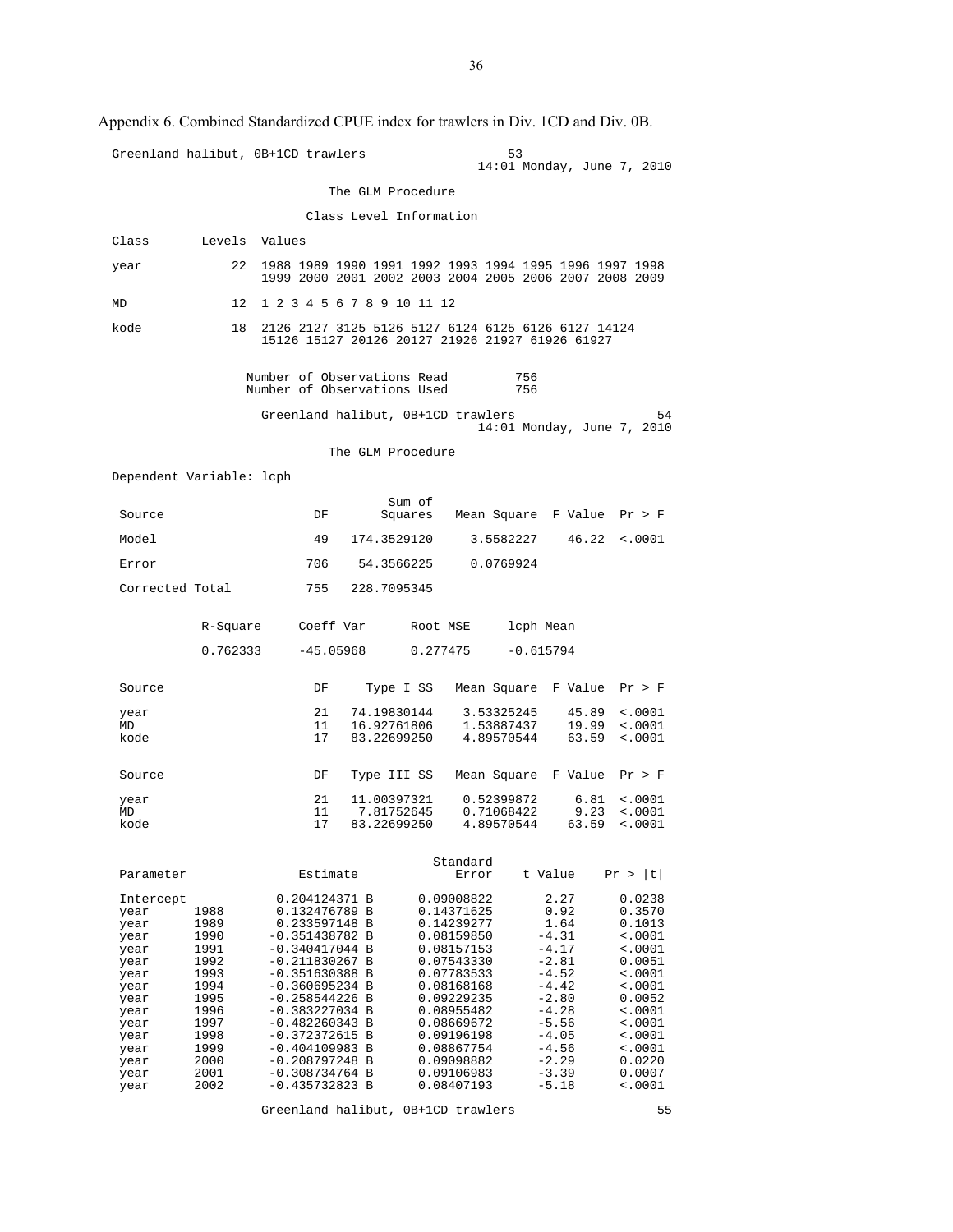Appendix 6. Combined Standardized CPUE index for trawlers in Div. 1CD and Div. 0B.

```
Greenland halibut, 0B+1CD trawlers                    53
                                          14:01 Monday, June 7, 2010

                          The GLM Procedure

                       Class Level Information

Class       Levels  Values

year            22  1988 1989 1990 1991 1992 1993 1994 1995 1996 1997 1998
                    1999 2000 2001 2002 2003 2004 2005 2006 2007 2008 2009

MD              12  1 2 3 4 5 6 7 8 9 10 11 12

kode            18  2126 2127 3125 5126 5127 6124 6125 6126 6127 14124
                    15126 15127 20126 20127 21926 21927 61926 61927


                 Number of Observations Read         756
                 Number of Observations Used         756

                  Greenland halibut, 0B+1CD trawlers                  54
                                          14:01 Monday, June 7, 2010

                          The GLM Procedure

Dependent Variable: lcph

                                     Sum of
 Source                  DF         Squares   Mean Square  F Value  Pr > F

 Model                   49     174.3529120     3.5582227    46.22  <.0001

 Error                  706      54.3566225     0.0769924

 Corrected Total        755     228.7095345


          R-Square     Coeff Var      Root MSE     lcph Mean

          0.762333     -45.05968      0.277475     -0.615794


 Source                  DF     Type I SS   Mean Square  F Value  Pr > F

 year                    21   74.19830144    3.53325245    45.89  <.0001
 MD                      11   16.92761806    1.53887437    19.99  <.0001
 kode                    17   83.22699250    4.89570544    63.59  <.0001


 Source                  DF   Type III SS   Mean Square  F Value  Pr > F

 year                    21   11.00397321    0.52399872     6.81  <.0001
 MD                      11    7.81752645    0.71068422     9.23  <.0001
 kode                    17   83.22699250    4.89570544    63.59  <.0001


                                          Standard
 Parameter               Estimate            Error    t Value    Pr > |t|

 Intercept           0.204124371 B      0.09008822       2.27      0.0238
 year      1988      0.132476789 B      0.14371625       0.92      0.3570
 year      1989      0.233597148 B      0.14239277       1.64      0.1013
 year      1990     -0.351438782 B      0.08159850      -4.31      <.0001
 year      1991     -0.340417044 B      0.08157153      -4.17      <.0001
 year      1992     -0.211830267 B      0.07543330      -2.81      0.0051
 year      1993     -0.351630388 B      0.07783533      -4.52      <.0001
 year      1994     -0.360695234 B      0.08168168      -4.42      <.0001
 year      1995     -0.258544226 B      0.09229235      -2.80      0.0052
 year      1996     -0.383227034 B      0.08955482      -4.28      <.0001
 year      1997     -0.482260343 B      0.08669672      -5.56      <.0001
 year      1998     -0.372372615 B      0.09196198      -4.05      <.0001
 year      1999     -0.404109983 B      0.08867754      -4.56      <.0001
 year      2000     -0.208797248 B      0.09098882      -2.29      0.0220
 year      2001     -0.308734764 B      0.09106983      -3.39      0.0007
 year      2002     -0.435732823 B      0.08407193      -5.18      <.0001

                  Greenland halibut, 0B+1CD trawlers                  55
```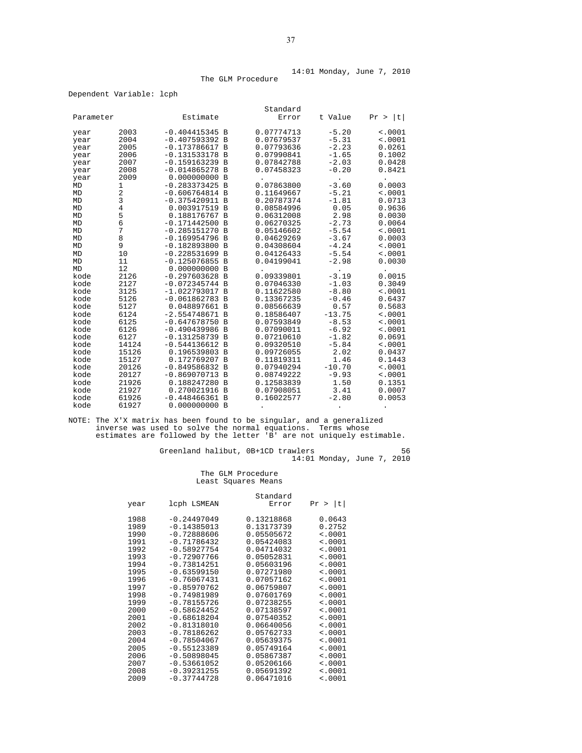14:01 Monday, June 7, 2010

The GLM Procedure

Dependent Variable: lcph

| Parameter | | Estimate | | Standard Error | t Value | Pr > \|t\| |
|---|---|---|---|---|---|---|
| year | 2003 | -0.404415345 | B | 0.07774713 | -5.20 | <.0001 |
| year | 2004 | -0.407593392 | B | 0.07679537 | -5.31 | <.0001 |
| year | 2005 | -0.173786617 | B | 0.07793636 | -2.23 | 0.0261 |
| year | 2006 | -0.131533178 | B | 0.07990841 | -1.65 | 0.1002 |
| year | 2007 | -0.159163239 | B | 0.07842788 | -2.03 | 0.0428 |
| year | 2008 | -0.014865278 | B | 0.07458323 | -0.20 | 0.8421 |
| year | 2009 | 0.000000000 | B | . | . | . |
| MD | 1 | -0.283373425 | B | 0.07863800 | -3.60 | 0.0003 |
| MD | 2 | -0.606764814 | B | 0.11649667 | -5.21 | <.0001 |
| MD | 3 | -0.375420911 | B | 0.20787374 | -1.81 | 0.0713 |
| MD | 4 | 0.003917519 | B | 0.08584996 | 0.05 | 0.9636 |
| MD | 5 | 0.188176767 | B | 0.06312008 | 2.98 | 0.0030 |
| MD | 6 | -0.171442500 | B | 0.06270325 | -2.73 | 0.0064 |
| MD | 7 | -0.285151270 | B | 0.05146602 | -5.54 | <.0001 |
| MD | 8 | -0.169954796 | B | 0.04629269 | -3.67 | 0.0003 |
| MD | 9 | -0.182893800 | B | 0.04308604 | -4.24 | <.0001 |
| MD | 10 | -0.228531699 | B | 0.04126433 | -5.54 | <.0001 |
| MD | 11 | -0.125076855 | B | 0.04199041 | -2.98 | 0.0030 |
| MD | 12 | 0.000000000 | B | . | . | . |
| kode | 2126 | -0.297603628 | B | 0.09339801 | -3.19 | 0.0015 |
| kode | 2127 | -0.072345744 | B | 0.07046330 | -1.03 | 0.3049 |
| kode | 3125 | -1.022793017 | B | 0.11622580 | -8.80 | <.0001 |
| kode | 5126 | -0.061862783 | B | 0.13367235 | -0.46 | 0.6437 |
| kode | 5127 | 0.048897661 | B | 0.08566639 | 0.57 | 0.5683 |
| kode | 6124 | -2.554748671 | B | 0.18586407 | -13.75 | <.0001 |
| kode | 6125 | -0.647678750 | B | 0.07593849 | -8.53 | <.0001 |
| kode | 6126 | -0.490439986 | B | 0.07090011 | -6.92 | <.0001 |
| kode | 6127 | -0.131258739 | B | 0.07210610 | -1.82 | 0.0691 |
| kode | 14124 | -0.544136612 | B | 0.09320510 | -5.84 | <.0001 |
| kode | 15126 | 0.196539803 | B | 0.09726055 | 2.02 | 0.0437 |
| kode | 15127 | 0.172769207 | B | 0.11819311 | 1.46 | 0.1443 |
| kode | 20126 | -0.849586832 | B | 0.07940294 | -10.70 | <.0001 |
| kode | 20127 | -0.869070713 | B | 0.08749222 | -9.93 | <.0001 |
| kode | 21926 | 0.188247280 | B | 0.12583839 | 1.50 | 0.1351 |
| kode | 21927 | 0.270021916 | B | 0.07908051 | 3.41 | 0.0007 |
| kode | 61926 | -0.448466361 | B | 0.16022577 | -2.80 | 0.0053 |
| kode | 61927 | 0.000000000 | B | . | . | . |

NOTE: The X'X matrix has been found to be singular, and a generalized inverse was used to solve the normal equations. Terms whose estimates are followed by the letter 'B' are not uniquely estimable.

Greenland halibut, 0B+1CD trawlers 56
14:01 Monday, June 7, 2010

The GLM Procedure
Least Squares Means

| year | lcph LSMEAN | Standard Error | Pr > \|t\| |
|---|---|---|---|
| 1988 | -0.24497049 | 0.13218868 | 0.0643 |
| 1989 | -0.14385013 | 0.13173739 | 0.2752 |
| 1990 | -0.72888606 | 0.05505672 | <.0001 |
| 1991 | -0.71786432 | 0.05424083 | <.0001 |
| 1992 | -0.58927754 | 0.04714032 | <.0001 |
| 1993 | -0.72907766 | 0.05052831 | <.0001 |
| 1994 | -0.73814251 | 0.05603196 | <.0001 |
| 1995 | -0.63599150 | 0.07271980 | <.0001 |
| 1996 | -0.76067431 | 0.07057162 | <.0001 |
| 1997 | -0.85970762 | 0.06759807 | <.0001 |
| 1998 | -0.74981989 | 0.07601769 | <.0001 |
| 1999 | -0.78155726 | 0.07238255 | <.0001 |
| 2000 | -0.58624452 | 0.07138597 | <.0001 |
| 2001 | -0.68618204 | 0.07540352 | <.0001 |
| 2002 | -0.81318010 | 0.06640056 | <.0001 |
| 2003 | -0.78186262 | 0.05762733 | <.0001 |
| 2004 | -0.78504067 | 0.05639375 | <.0001 |
| 2005 | -0.55123389 | 0.05749164 | <.0001 |
| 2006 | -0.50898045 | 0.05867387 | <.0001 |
| 2007 | -0.53661052 | 0.05206166 | <.0001 |
| 2008 | -0.39231255 | 0.05691392 | <.0001 |
| 2009 | -0.37744728 | 0.06471016 | <.0001 |